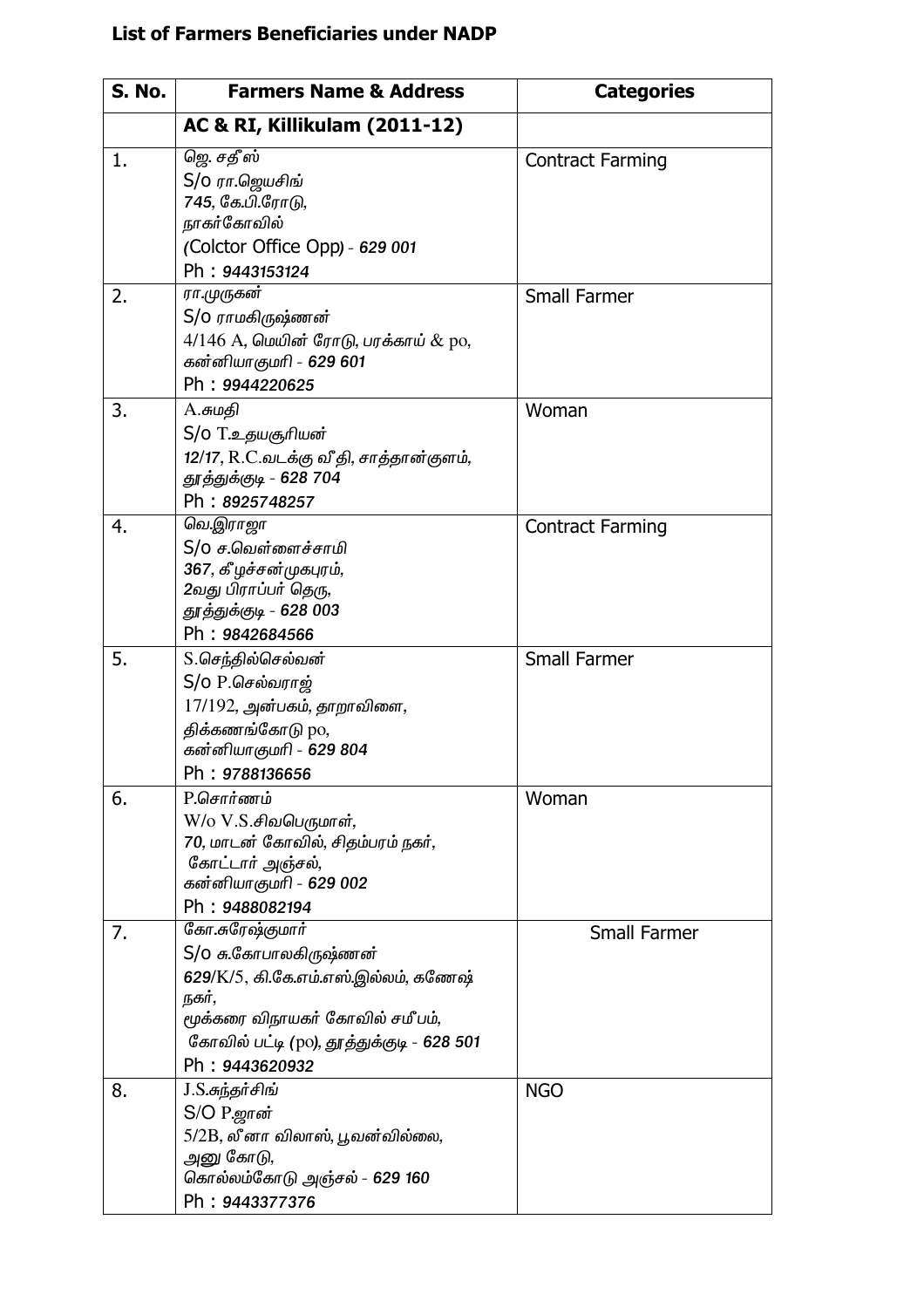## List of Farmers Beneficiaries under NADP

| S. No. | Farmers Name & Address | Categories |
|---|---|---|
| | **AC & RI, Killikulam (2011-12)** | |
| 1. | ஜெ. சதீஸ்<br>S/o ரா.ஜெயசிங்<br>745, கே.பி.ரோடு,<br>நாகர்கோவில்<br>(Colctor Office Opp) - 629 001<br>Ph : 9443153124 | Contract Farming |
| 2. | ரா.முருகன்<br>S/o ராமகிருஷ்ணன்<br>4/146 A, மெயின் ரோடு, பரக்காய் & po,<br>கன்னியாகுமரி - 629 601<br>Ph : 9944220625 | Small Farmer |
| 3. | A.சுமதி<br>S/o T.உதயசூரியன்<br>12/17, R.C.வடக்கு வீதி, சாத்தான்குளம்,<br>தூத்துக்குடி - 628 704<br>Ph : 8925748257 | Woman |
| 4. | வெ.இராஜா<br>S/o ச.வெள்ளைச்சாமி<br>367, கீழச்சன்முகபுரம்,<br>2வது பிராப்பர் தெரு,<br>தூத்துக்குடி - 628 003<br>Ph : 9842684566 | Contract Farming |
| 5. | S.செந்தில்செல்வன்<br>S/o P.செல்வராஜ்<br>17/192, அன்பகம், தாறாவிளை,<br>திக்கணங்கோடு po,<br>கன்னியாகுமரி - 629 804<br>Ph : 9788136656 | Small Farmer |
| 6. | P.சொர்ணம்<br>W/o V.S.சிவபெருமாள்,<br>70, மாடன் கோவில், சிதம்பரம் நகர்,<br>கோட்டார் அஞ்சல்,<br>கன்னியாகுமரி - 629 002<br>Ph : 9488082194 | Woman |
| 7. | கோ.சுரேஷ்குமார்<br>S/o சு.கோபாலகிருஷ்ணன்<br>629/K/5, கி.கே.எம்.எஸ்.இல்லம், கணேஷ் நகர்,<br>மூக்கரை விநாயகர் கோவில் சமீபம்,<br>கோவில் பட்டி (po), தூத்துக்குடி - 628 501<br>Ph : 9443620932 | Small Farmer |
| 8. | J.S.சுந்தர்சிங்<br>S/O P.ஜான்<br>5/2B, லீனா விலாஸ், பூவன்வில்லை,<br>அனு கோடு,<br>கொல்லம்கோடு அஞ்சல் - 629 160<br>Ph : 9443377376 | NGO |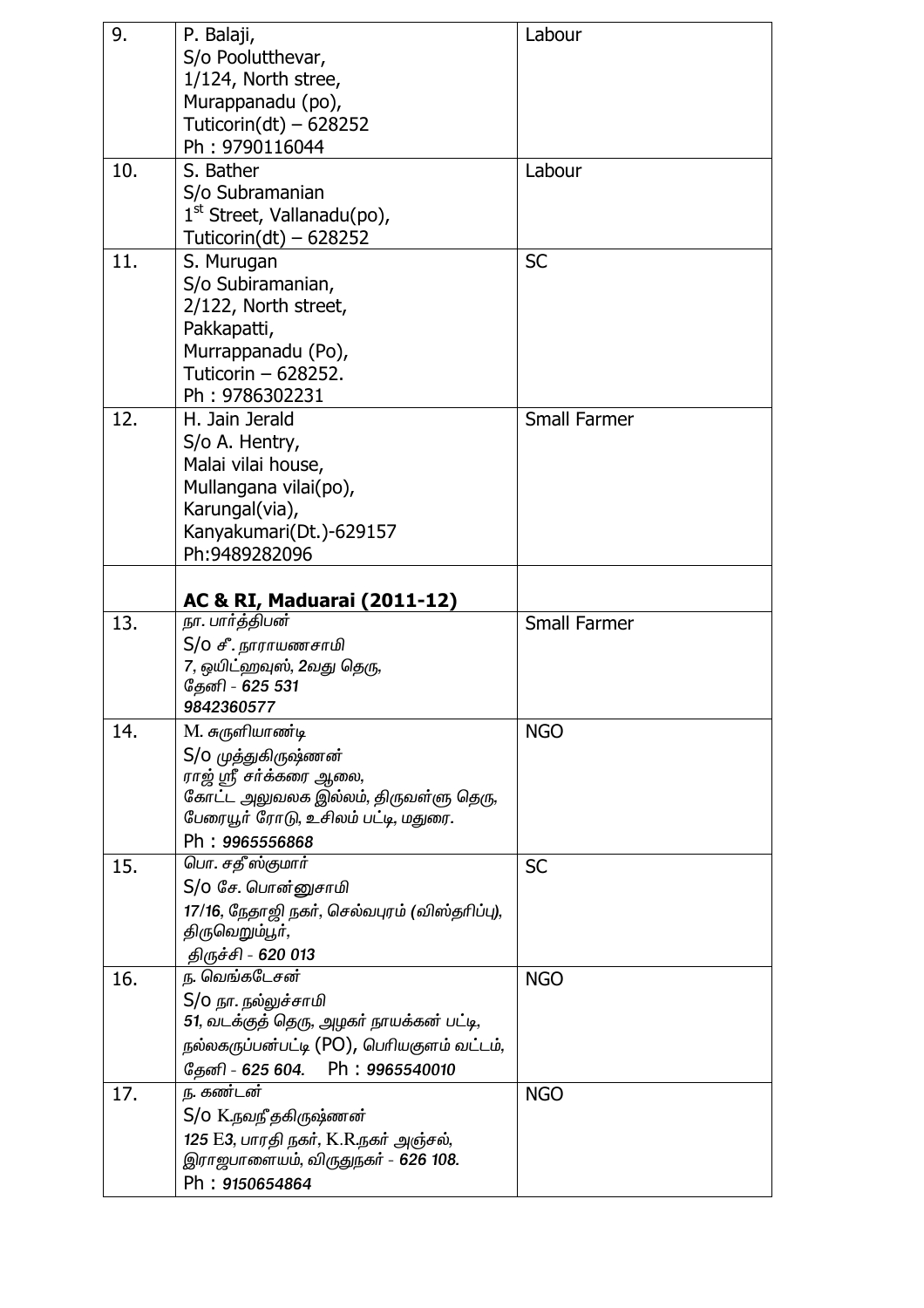| | | |
|---|---|---|
| 9. | P. Balaji,<br>S/o Poolutthevar,<br>1/124, North stree,<br>Murappanadu (po),<br>Tuticorin(dt) – 628252<br>Ph : 9790116044 | Labour |
| 10. | S. Bather<br>S/o Subramanian<br>1st Street, Vallanadu(po),<br>Tuticorin(dt) – 628252 | Labour |
| 11. | S. Murugan<br>S/o Subiramanian,<br>2/122, North street,<br>Pakkapatti,<br>Murrappanadu (Po),<br>Tuticorin – 628252.<br>Ph : 9786302231 | SC |
| 12. | H. Jain Jerald<br>S/o A. Hentry,<br>Malai vilai house,<br>Mullangana vilai(po),<br>Karungal(via),<br>Kanyakumari(Dt.)-629157<br>Ph:9489282096 | Small Farmer |
| | **AC & RI, Maduarai (2011-12)** | |
| 13. | நா. பார்த்திபன்<br>S/o சீ. நாராயணசாமி<br>7, ஒயிட்ஹவுஸ், 2வது தெரு,<br>தேனி - 625 531<br>9842360577 | Small Farmer |
| 14. | M. சுருளியாண்டி<br>S/o முத்துகிருஷ்ணன்<br>ராஜ் ஸ்ரீ சர்க்கரை ஆலை,<br>கோட்ட அலுவலக இல்லம், திருவள்ளு தெரு,<br>பேரையூர் ரோடு, உசிலம் பட்டி, மதுரை.<br>Ph : 9965556868 | NGO |
| 15. | பொ. சதீஸ்குமார்<br>S/o சே. பொன்னுசாமி<br>17/16, நேதாஜி நகர், செல்வபுரம் (விஸ்தரிப்பு),<br>திருவெறும்பூர்,<br>திருச்சி - 620 013 | SC |
| 16. | ந. வெங்கடேசன்<br>S/o நா. நல்லுச்சாமி<br>51, வடக்குத் தெரு, அழகர் நாயக்கன் பட்டி,<br>நல்லகருப்பன்பட்டி (PO), பெரியகுளம் வட்டம்,<br>தேனி - 625 604. Ph : 9965540010 | NGO |
| 17. | ந. கண்டன்<br>S/o K.நவநீதகிருஷ்ணன்<br>125 E3, பாரதி நகர், K.R.நகர் அஞ்சல்,<br>இராஜபாளையம், விருதுநகர் - 626 108.<br>Ph : 9150654864 | NGO |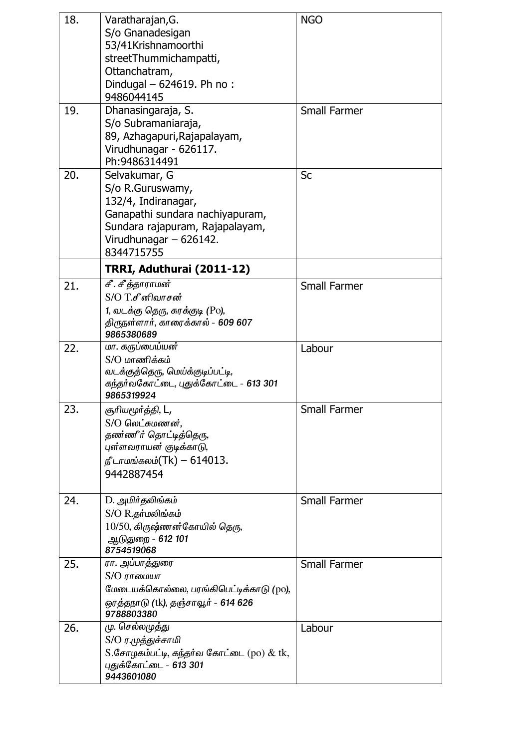| | | |
|---|---|---|
| 18. | Varatharajan,G.<br>S/o Gnanadesigan<br>53/41Krishnamoorthi streetThummichampatti,<br>Ottanchatram,<br>Dindugal – 624619. Ph no : 9486044145 | NGO |
| 19. | Dhanasingaraja, S.<br>S/o Subramaniaraja,<br>89, Azhagapuri,Rajapalayam,<br>Virudhunagar - 626117.<br>Ph:9486314491 | Small Farmer |
| 20. | Selvakumar, G<br>S/o R.Guruswamy,<br>132/4, Indiranagar,<br>Ganapathi sundara nachiyapuram,<br>Sundara rajapuram, Rajapalayam,<br>Virudhunagar – 626142.<br>8344715755 | Sc |
| | **TRRI, Aduthurai (2011-12)** | |
| 21. | சீ. சீத்தாராமன்<br>S/O T.சீனிவாசன்<br>1, வடக்கு தெரு, சுரக்குடி (Po),<br>திருநள்ளார், காரைக்கால் - 609 607<br>9865380689 | Small Farmer |
| 22. | மா. கருப்பையன்<br>S/O மாணிக்கம்<br>வடக்குத்தெரு, மெய்க்குடிப்பட்டி,<br>கந்தர்வகோட்டை, புதுக்கோட்டை - 613 301<br>9865319924 | Labour |
| 23. | சூரியமூர்த்தி, L,<br>S/O லெட்சுமணன்,<br>தண்ணீர் தொட்டித்தெரு,<br>புள்ளவராயன் குடிக்காடு,<br>நீடாமங்கலம்(Tk) – 614013.<br>9442887454 | Small Farmer |
| 24. | D. அமிர்தலிங்கம்<br>S/O R.தர்மலிங்கம்<br>10/50, கிருஷ்ணன்கோயில் தெரு,<br>ஆடுதுறை - 612 101<br>8754519068 | Small Farmer |
| 25. | ரா. அப்பாத்துரை<br>S/O ராமையா<br>மேடையக்கொல்லை, பரங்கிபெட்டிக்காடு (po),<br>ஒரத்தநாடு (tk), தஞ்சாவூர் - 614 626<br>9788803380 | Small Farmer |
| 26. | மு. செல்லமுத்து<br>S/O ர.முத்துச்சாமி<br>S.சோழகம்பட்டி, கந்தர்வ கோட்டை (po) & tk,<br>புதுக்கோட்டை - 613 301<br>9443601080 | Labour |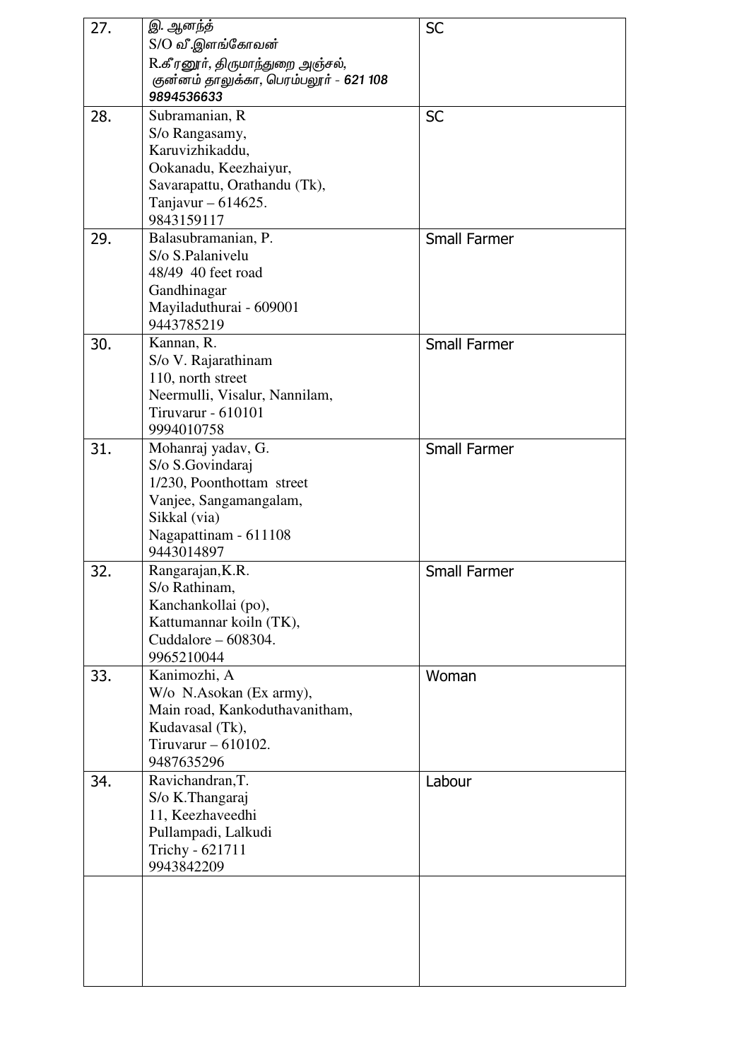| | | |
|---|---|---|
| 27. | இ. ஆனந்த்<br>S/O வீ.இளங்கோவன்<br>R.கீரனூர், திருமாந்துறை அஞ்சல்,<br>குன்னம் தாலுக்கா, பெரம்பலூர் - 621 108<br>9894536633 | SC |
| 28. | Subramanian, R<br>S/o Rangasamy,<br>Karuvizhikaddu,<br>Ookanadu, Keezhaiyur,<br>Savarapattu, Orathandu (Tk),<br>Tanjavur – 614625.<br>9843159117 | SC |
| 29. | Balasubramanian, P.<br>S/o S.Palanivelu<br>48/49 40 feet road<br>Gandhinagar<br>Mayiladuthurai - 609001<br>9443785219 | Small Farmer |
| 30. | Kannan, R.<br>S/o V. Rajarathinam<br>110, north street<br>Neermulli, Visalur, Nannilam,<br>Tiruvarur - 610101<br>9994010758 | Small Farmer |
| 31. | Mohanraj yadav, G.<br>S/o S.Govindaraj<br>1/230, Poonthottam street<br>Vanjee, Sangamangalam,<br>Sikkal (via)<br>Nagapattinam - 611108<br>9443014897 | Small Farmer |
| 32. | Rangarajan,K.R.<br>S/o Rathinam,<br>Kanchankollai (po),<br>Kattumannar koiln (TK),<br>Cuddalore – 608304.<br>9965210044 | Small Farmer |
| 33. | Kanimozhi, A<br>W/o N.Asokan (Ex army),<br>Main road, Kankoduthavanitham,<br>Kudavasal (Tk),<br>Tiruvarur – 610102.<br>9487635296 | Woman |
| 34. | Ravichandran,T.<br>S/o K.Thangaraj<br>11, Keezhaveedhi<br>Pullampadi, Lalkudi<br>Trichy - 621711<br>9943842209 | Labour |
| | | |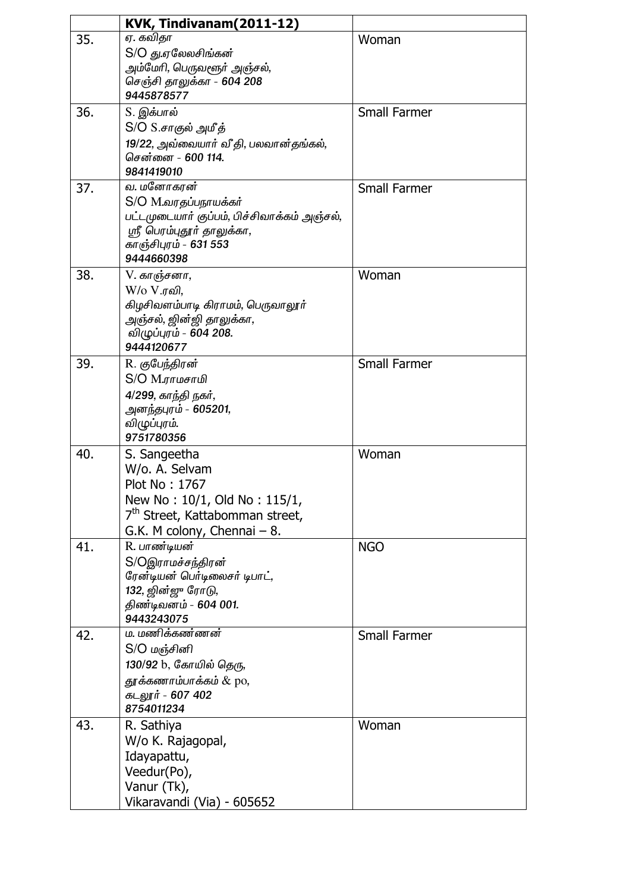| | **KVK, Tindivanam(2011-12)** | |
|---|---|---|
| 35. | ஏ. கவிதா<br>S/O து.ஏலேலசிங்கன்<br>அம்மேரி, பெருவஞூர் அஞ்சல்,<br>செஞ்சி தாலுக்கா - **604 208**<br>**9445878577** | Woman |
| 36. | S. இக்பால்<br>S/O S.சாகுல் அமீத்<br>**19/22**, அவ்வையார் வீதி, பலவான்தங்கல்,<br>சென்னை - **600 114.**<br>**9841419010** | Small Farmer |
| 37. | வ. மனோகரன்<br>S/O M.வரதப்பநாயக்கர்<br>பட்டமுடையார் குப்பம், பிச்சிவாக்கம் அஞ்சல்,<br>ஸ்ரீ பெரம்புதூர் தாலுக்கா,<br>காஞ்சிபுரம் - **631 553**<br>**9444660398** | Small Farmer |
| 38. | V. காஞ்சனா,<br>W/o V.ரவி,<br>கிழசிவளம்பாடி கிராமம், பெருவாலூர்<br>அஞ்சல், ஜின்ஜி தாலுக்கா,<br>விழுப்புரம் - **604 208.**<br>**9444120677** | Woman |
| 39. | R. குபேந்திரன்<br>S/O M.ராமசாமி<br>**4/299**, காந்தி நகர்,<br>அனந்தபுரம் - **605201**,<br>விழுப்புரம்.<br>**9751780356** | Small Farmer |
| 40. | S. Sangeetha<br>W/o. A. Selvam<br>Plot No : 1767<br>New No : 10/1, Old No : 115/1,<br>7th Street, Kattabomman street,<br>G.K. M colony, Chennai – 8. | Woman |
| 41. | R. பாண்டியன்<br>S/Oஇராமச்சந்திரன்<br>ரேன்டியன் பெர்டிலைசர் டிபாட்,<br>**132**, ஜின்ஜ ரோடு,<br>திண்டிவனம் - **604 001.**<br>**9443243075** | NGO |
| 42. | ம. மணிக்கண்ணன்<br>S/O மஞ்சினி<br>**130/92** b, கோயில் தெரு,<br>தூக்கணாம்பாக்கம் & po,<br>கடலூர் - **607 402**<br>**8754011234** | Small Farmer |
| 43. | R. Sathiya<br>W/o K. Rajagopal,<br>Idayapattu,<br>Veedur(Po),<br>Vanur (Tk),<br>Vikaravandi (Via) - 605652 | Woman |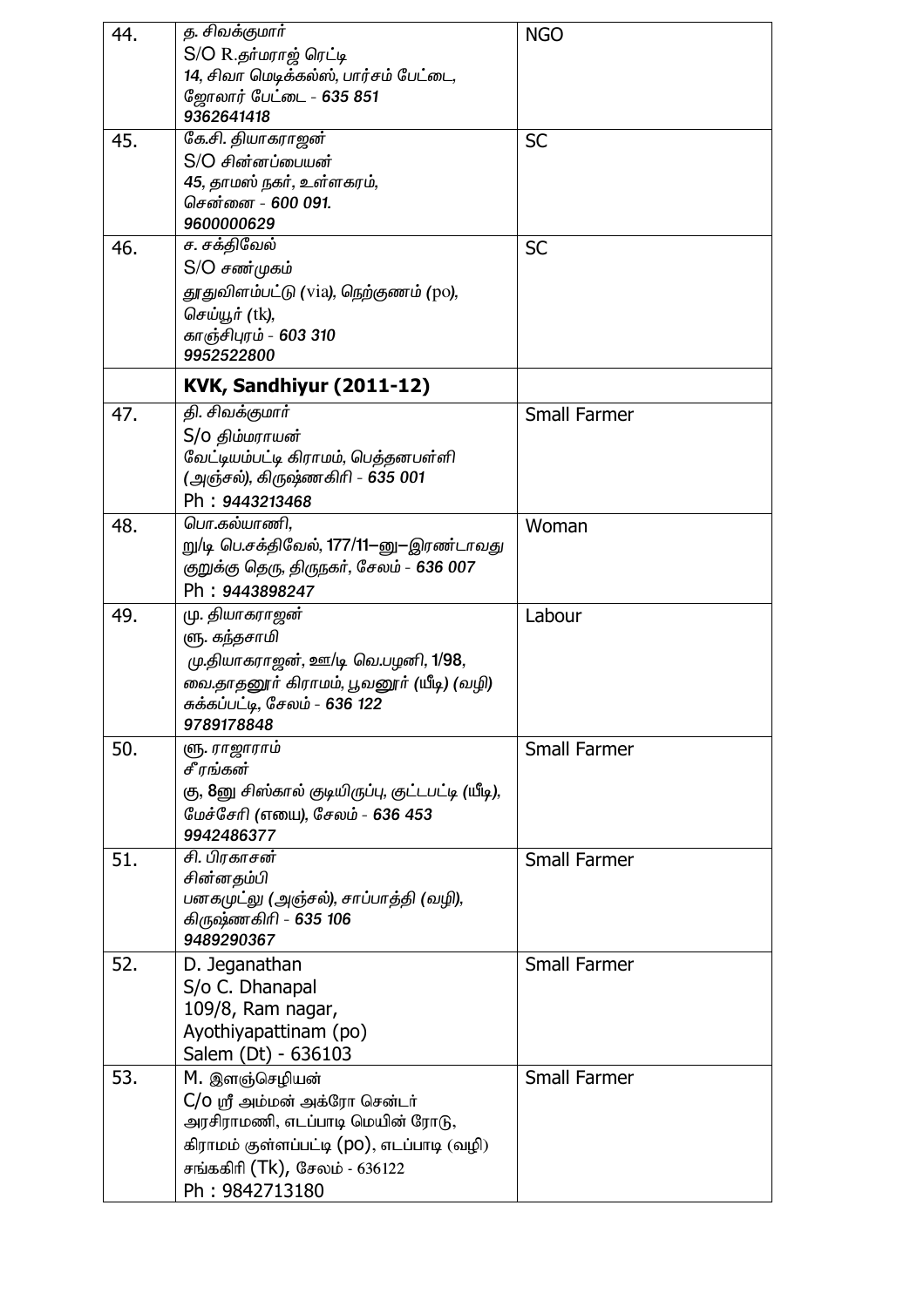| 44. | த. சிவக்குமார் S/O R.தர்மராஜ் ரெட்டி 14, சிவா மெடிக்கல்ஸ், பார்சம் பேட்டை, ஜோலார் பேட்டை - 635 851 9362641418 | NGO |
|---|---|---|
| 45. | கே.சி. தியாகராஜன் S/O சின்னப்பையன் 45, தாமஸ் நகர், உள்ளகரம், சென்னை - 600 091. 9600000629 | SC |
| 46. | ச. சக்திவேல் S/O சண்முகம் தூதுவிளம்பட்டு (via), நெற்குணம் (po), செய்யூர் (tk), காஞ்சிபுரம் - 603 310 9952522800 | SC |
| | **KVK, Sandhiyur (2011-12)** | |
| 47. | தி. சிவக்குமார் S/o திம்மராயன் வேட்டியம்பட்டி கிராமம், பெத்தனபள்ளி (அஞ்சல்), கிருஷ்ணகிரி - 635 001 Ph : 9443213468 | Small Farmer |
| 48. | பொ.கல்யாணி, று/டி பெ.சக்திவேல், 177/11–னு–இரண்டாவது குறுக்கு தெரு, திருநகர், சேலம் - 636 007 Ph : 9443898247 | Woman |
| 49. | மு. தியாகராஜன் ளு. கந்தசாமி மு.தியாகராஜன், ஊ/டி வெ.பழனி, 1/98, வை.தாதனூர் கிராமம், பூவனூர் (யீடி) (வழி) சுக்கப்பட்டி, சேலம் - 636 122 9789178848 | Labour |
| 50. | ளு. ராஜாராம் சீரங்கன் கு, 8னு சிஸ்கால் குடியிருப்பு, குட்டபட்டி (யீடி), மேச்சேரி (எயை), சேலம் - 636 453 9942486377 | Small Farmer |
| 51. | சி. பிரகாசன் சின்னதம்பி பனகமுட்லு (அஞ்சல்), சாப்பாத்தி (வழி), கிருஷ்ணகிரி - 635 106 9489290367 | Small Farmer |
| 52. | D. Jeganathan S/o C. Dhanapal 109/8, Ram nagar, Ayothiyapattinam (po) Salem (Dt) - 636103 | Small Farmer |
| 53. | M. இளஞ்செழியன் C/o ஸ்ரீ அம்மன் அக்ரோ சென்டர் அரசிராமணி, எடப்பாடி மெயின் ரோடு, கிராமம் குள்ளப்பட்டி (po), எடப்பாடி (வழி) சங்ககிரி (Tk), சேலம் - 636122 Ph : 9842713180 | Small Farmer |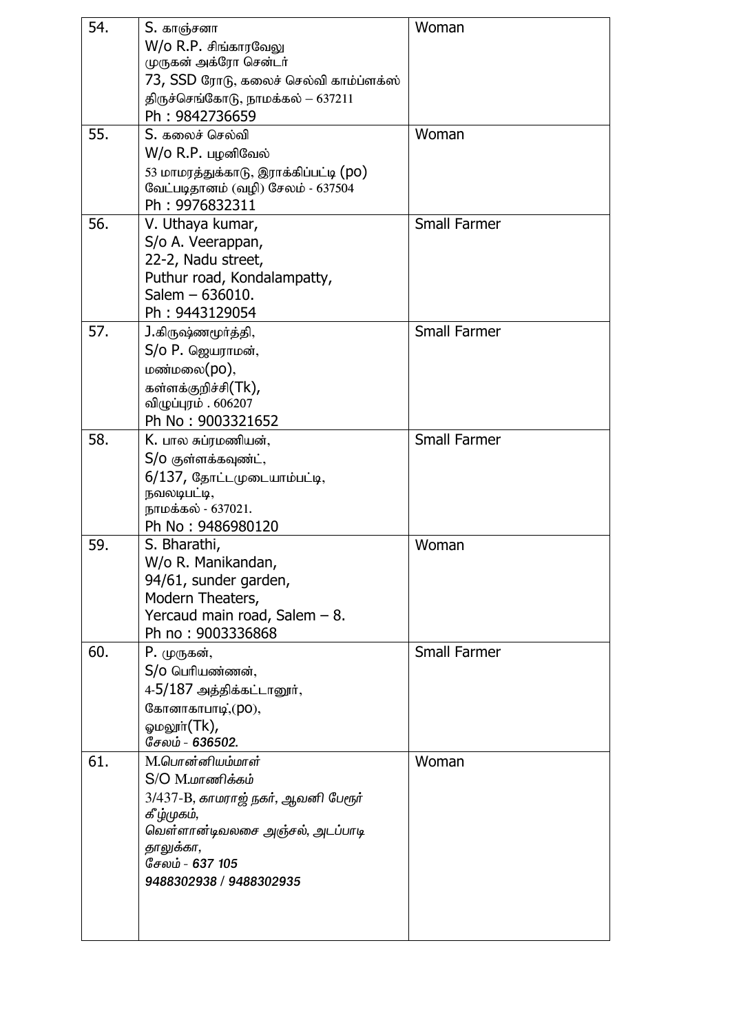| | | |
|---|---|---|
| 54. | S. காஞ்சனா<br>W/o R.P. சிங்காரவேலு<br>முருகன் அக்ரோ சென்டர்<br>73, SSD ரோடு, கலைச் செல்வி காம்ப்ளக்ஸ்<br>திருச்செங்கோடு, நாமக்கல் – 637211<br>Ph : 9842736659 | Woman |
| 55. | S. கலைச் செல்வி<br>W/o R.P. பழனிவேல்<br>53 மாமரத்துக்காடு, இராக்கிப்பட்டி (po)<br>வேட்படிதானம் (வழி) சேலம் - 637504<br>Ph : 9976832311 | Woman |
| 56. | V. Uthaya kumar,<br>S/o A. Veerappan,<br>22-2, Nadu street,<br>Puthur road, Kondalampatty,<br>Salem – 636010.<br>Ph : 9443129054 | Small Farmer |
| 57. | J.கிருஷ்ணமூர்த்தி,<br>S/o P. ஜெயராமன்,<br>மண்மலை(po),<br>கள்ளக்குறிச்சி(Tk),<br>விழுப்புரம் . 606207<br>Ph No : 9003321652 | Small Farmer |
| 58. | K. பால சுப்ரமணியன்,<br>S/o குள்ளக்கவுண்ட்,<br>6/137, தோட்டமுடையாம்பட்டி,<br>நவலடிபட்டி,<br>நாமக்கல் - 637021.<br>Ph No : 9486980120 | Small Farmer |
| 59. | S. Bharathi,<br>W/o R. Manikandan,<br>94/61, sunder garden,<br>Modern Theaters,<br>Yercaud main road, Salem – 8.<br>Ph no : 9003336868 | Woman |
| 60. | P. முருகன்,<br>S/o பெரியண்ணன்,<br>4-5/187 அத்திக்கட்டானூர்,<br>கோனாகாபாடி,(po),<br>ஓமலூர்(Tk),<br>*சேலம் - **636502.*** | Small Farmer |
| 61. | M.பொன்னியம்மாள்<br>S/O M.மாணிக்கம்<br>*3/437-B, காமராஜ் நகர், ஆவனி பேரூர் கீழ்முகம்,*<br>*வெள்ளான்டிவலசை அஞ்சல், அடப்பாடி தாலுக்கா,*<br>*சேலம் - **637 105***<br>***9488302938 / 9488302935*** | Woman |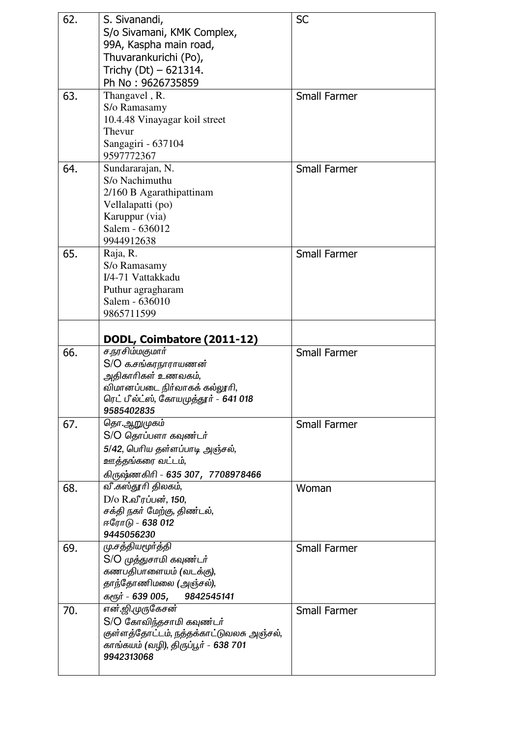| | | |
|---|---|---|
| 62. | S. Sivanandi,<br>S/o Sivamani, KMK Complex,<br>99A, Kaspha main road,<br>Thuvarankurichi (Po),<br>Trichy (Dt) – 621314.<br>Ph No : 9626735859 | SC |
| 63. | Thangavel , R.<br>S/o Ramasamy<br>10.4.48 Vinayagar koil street<br>Thevur<br>Sangagiri - 637104<br>9597772367 | Small Farmer |
| 64. | Sundararajan, N.<br>S/o Nachimuthu<br>2/160 B Agarathipattinam<br>Vellalapatti (po)<br>Karuppur (via)<br>Salem - 636012<br>9944912638 | Small Farmer |
| 65. | Raja, R.<br>S/o Ramasamy<br>I/4-71 Vattakkadu<br>Puthur agragharam<br>Salem - 636010<br>9865711599 | Small Farmer |
| | **DODL, Coimbatore (2011-12)** | |
| 66. | ச.நரசிம்மகுமார்<br>S/O க.சங்கரநாராயணன்<br>அதிகாரிகள் உணவகம்,<br>விமானப்படை நிர்வாகக் கல்லூரி,<br>ரெட் பீல்ட்ஸ், கோயமுத்தூர் - 641 018<br>9585402835 | Small Farmer |
| 67. | தொ.ஆறுமுகம்<br>S/O தொப்பளா கவுண்டர்<br>5/42, பெரிய தள்ளப்பாடி அஞ்சல்,<br>ஊத்தங்கரை வட்டம்,<br>கிருஷ்ணகிரி - 635 307, 7708978466 | Small Farmer |
| 68. | வீ.கஸ்தூரி திலகம்,<br>D/o R.வீரப்பன், 150,<br>சக்தி நகர் மேற்கு, திண்டல்,<br>ஈரோடு - 638 012<br>9445056230 | Woman |
| 69. | மு.சத்தியமூர்த்தி<br>S/O முத்துசாமி கவுண்டர்<br>கணபதிபாளையம் (வடக்கு),<br>தாந்தோணிமலை (அஞ்சல்),<br>கரூர் - 639 005, 9842545141 | Small Farmer |
| 70. | என்.ஜி.முருகேசன்<br>S/O கோவிந்தசாமி கவுண்டர்<br>குள்ளத்தோட்டம், நத்தக்காட்டுவலசு அஞ்சல்,<br>காங்கயம் (வழி), திருப்பூர் - 638 701<br>9942313068 | Small Farmer |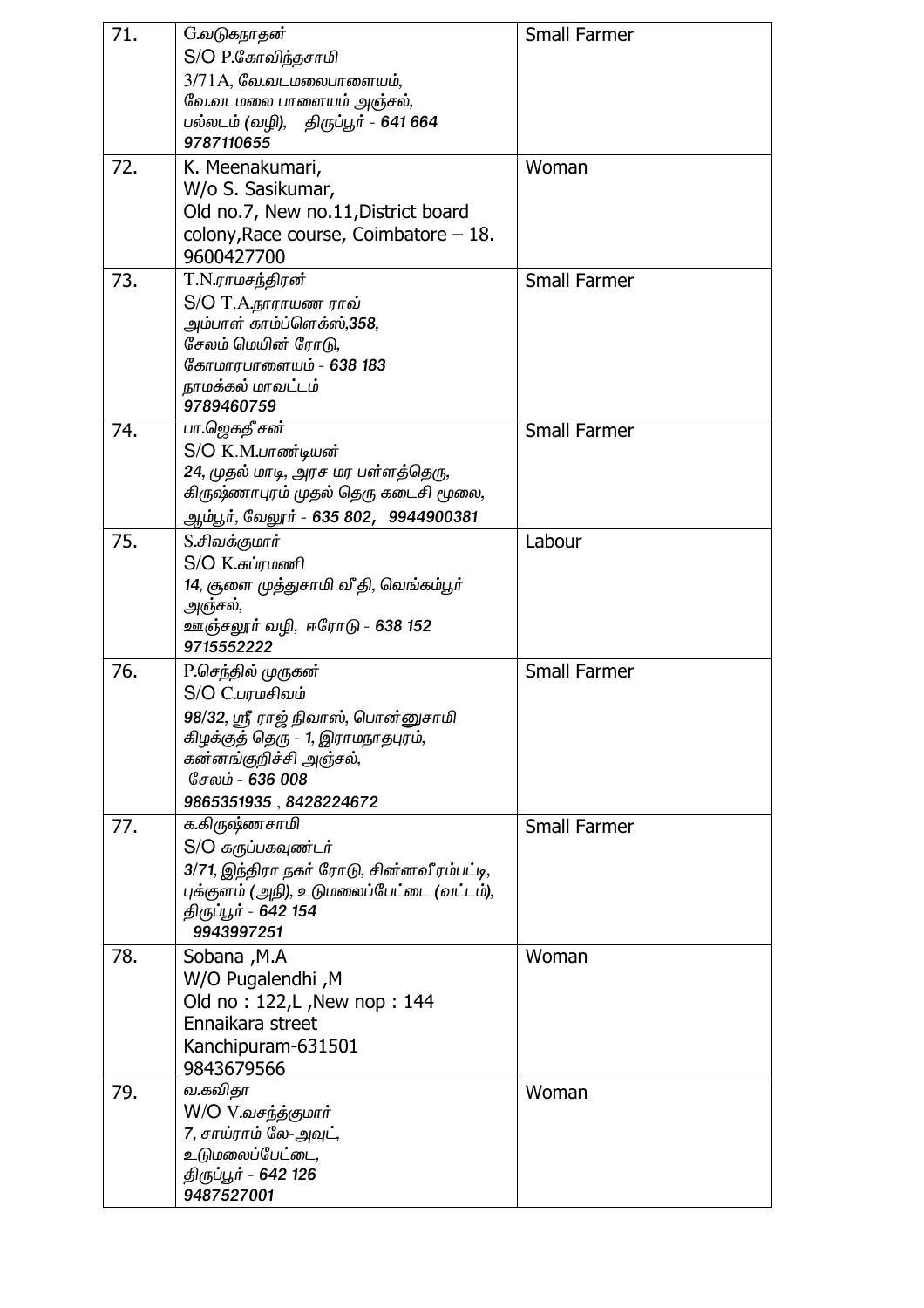| | | |
|---|---|---|
| 71. | G.வடுகநாதன்<br>S/O P.கோவிந்தசாமி<br>3/71A, வே.வடமலைபாளையம்,<br>வே.வடமலை பாளையம் அஞ்சல்,<br>பல்லடம் (வழி), திருப்பூர் - 641 664<br>9787110655 | Small Farmer |
| 72. | K. Meenakumari,<br>W/o S. Sasikumar,<br>Old no.7, New no.11,District board colony,Race course, Coimbatore – 18.<br>9600427700 | Woman |
| 73. | T.N.ராமசந்திரன்<br>S/O T.A.நாராயண ராவ்<br>அம்பாள் காம்ப்ளெக்ஸ்,358,<br>சேலம் மெயின் ரோடு,<br>கோமாரபாளையம் - 638 183<br>நாமக்கல் மாவட்டம்<br>9789460759 | Small Farmer |
| 74. | பா.ஜெகதீசன்<br>S/O K.M.பாண்டியன்<br>24, முதல் மாடி, அரச மர பள்ளத்தெரு,<br>கிருஷ்ணாபுரம் முதல் தெரு கடைசி மூலை,<br>ஆம்பூர், வேலூர் - 635 802, 9944900381 | Small Farmer |
| 75. | S.சிவக்குமார்<br>S/O K.சுப்ரமணி<br>14, சூளை முத்துசாமி வீதி, வெங்கம்பூர் அஞ்சல்,<br>ஊஞ்சலூர் வழி, ஈரோடு - 638 152<br>9715552222 | Labour |
| 76. | P.செந்தில் முருகன்<br>S/O C.பரமசிவம்<br>98/32, ஸ்ரீ ராஜ் நிவாஸ், பொன்னுசாமி கிழக்குத் தெரு - 1, இராமநாதபுரம்,<br>கன்னங்குறிச்சி அஞ்சல்,<br>சேலம் - 636 008<br>9865351935 , 8428224672 | Small Farmer |
| 77. | க.கிருஷ்ணசாமி<br>S/O கருப்பகவுண்டர்<br>3/71, இந்திரா நகர் ரோடு, சின்னவீரம்பட்டி,<br>புக்குளம் (அநி), உடுமலைப்பேட்டை (வட்டம்),<br>திருப்பூர் - 642 154<br>9943997251 | Small Farmer |
| 78. | Sobana ,M.A<br>W/O Pugalendhi ,M<br>Old no : 122,L ,New nop : 144<br>Ennaikara street<br>Kanchipuram-631501<br>9843679566 | Woman |
| 79. | வ.கவிதா<br>W/O V.வசந்த்குமார்<br>7, சாய்ராம் லே-அவுட்,<br>உடுமலைப்பேட்டை,<br>திருப்பூர் - 642 126<br>9487527001 | Woman |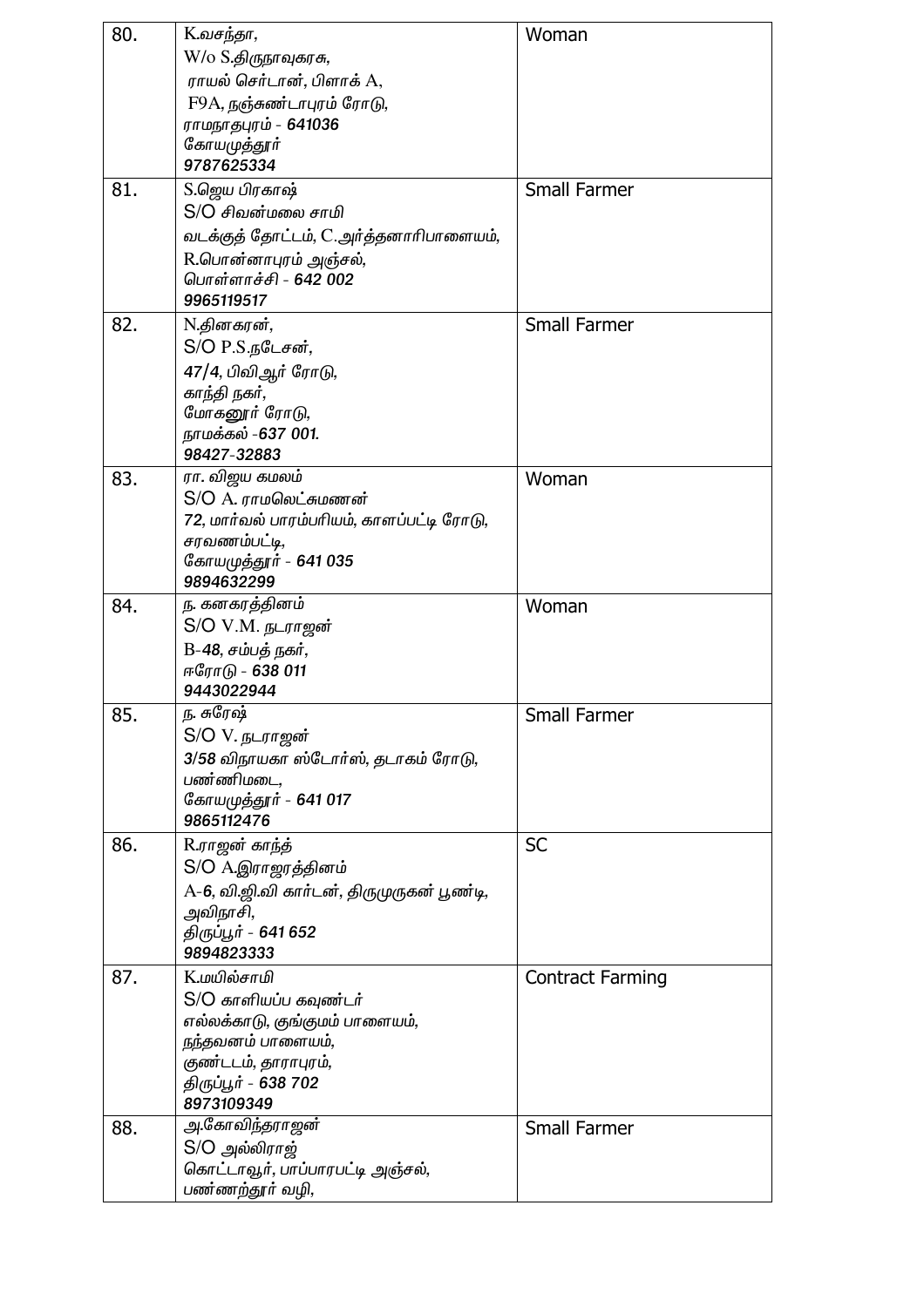| 80. | K.வசந்தா,<br>W/o S.திருநாவுகரசு,<br>ராயல் செர்டான், பிளாக் A,<br>F9A, நஞ்சுண்டாபுரம் ரோடு,<br>ராமநாதபுரம் - ***641036***<br>கோயமுத்தூர்<br>***9787625334*** | Woman |
|---|---|---|
| 81. | S.ஜெய பிரகாஷ்<br>S/O சிவன்மலை சாமி<br>வடக்குத் தோட்டம், C.அர்த்தனாரிபாளையம்,<br>R.பொன்னாபுரம் அஞ்சல்,<br>பொள்ளாச்சி - ***642 002***<br>***9965119517*** | Small Farmer |
| 82. | N.தினகரன்,<br>S/O P.S.நடேசன்,<br>*47/4*, பிவிஆர் ரோடு,<br>காந்தி நகர்,<br>மோகனூர் ரோடு,<br>நாமக்கல் -***637 001.***<br>***98427-32883*** | Small Farmer |
| 83. | ரா. விஜய கமலம்<br>S/O A. ராமலெட்சுமணன்<br>***72***, மார்வல் பாரம்பரியம், காளப்பட்டி ரோடு,<br>சரவணம்பட்டி,<br>கோயமுத்தூர் - ***641 035***<br>***9894632299*** | Woman |
| 84. | ந. கனகரத்தினம்<br>S/O V.M. நடராஜன்<br>B-***48***, சம்பத் நகர்,<br>ஈரோடு - ***638 011***<br>***9443022944*** | Woman |
| 85. | ந. சுரேஷ்<br>S/O V. நடராஜன்<br>***3/58*** விநாயகா ஸ்டோர்ஸ், தடாகம் ரோடு,<br>பண்ணிமடை,<br>கோயமுத்தூர் - ***641 017***<br>***9865112476*** | Small Farmer |
| 86. | R.ராஜன் காந்த்<br>S/O A.இராஜரத்தினம்<br>A-***6***, வி.ஜி.வி கார்டன், திருமுருகன் பூண்டி,<br>அவிநாசி,<br>திருப்பூர் - ***641 652***<br>***9894823333*** | SC |
| 87. | K.மயில்சாமி<br>S/O காளியப்ப கவுண்டர்<br>எல்லக்காடு, குங்குமம் பாளையம்,<br>நந்தவனம் பாளையம்,<br>குண்டடம், தாராபுரம்,<br>திருப்பூர் - ***638 702***<br>***8973109349*** | Contract Farming |
| 88. | அ.கோவிந்தராஜன்<br>S/O அல்லிராஜ்<br>கொட்டாவூர், பாப்பாரபட்டி அஞ்சல்,<br>பண்ணற்தூர் வழி, | Small Farmer |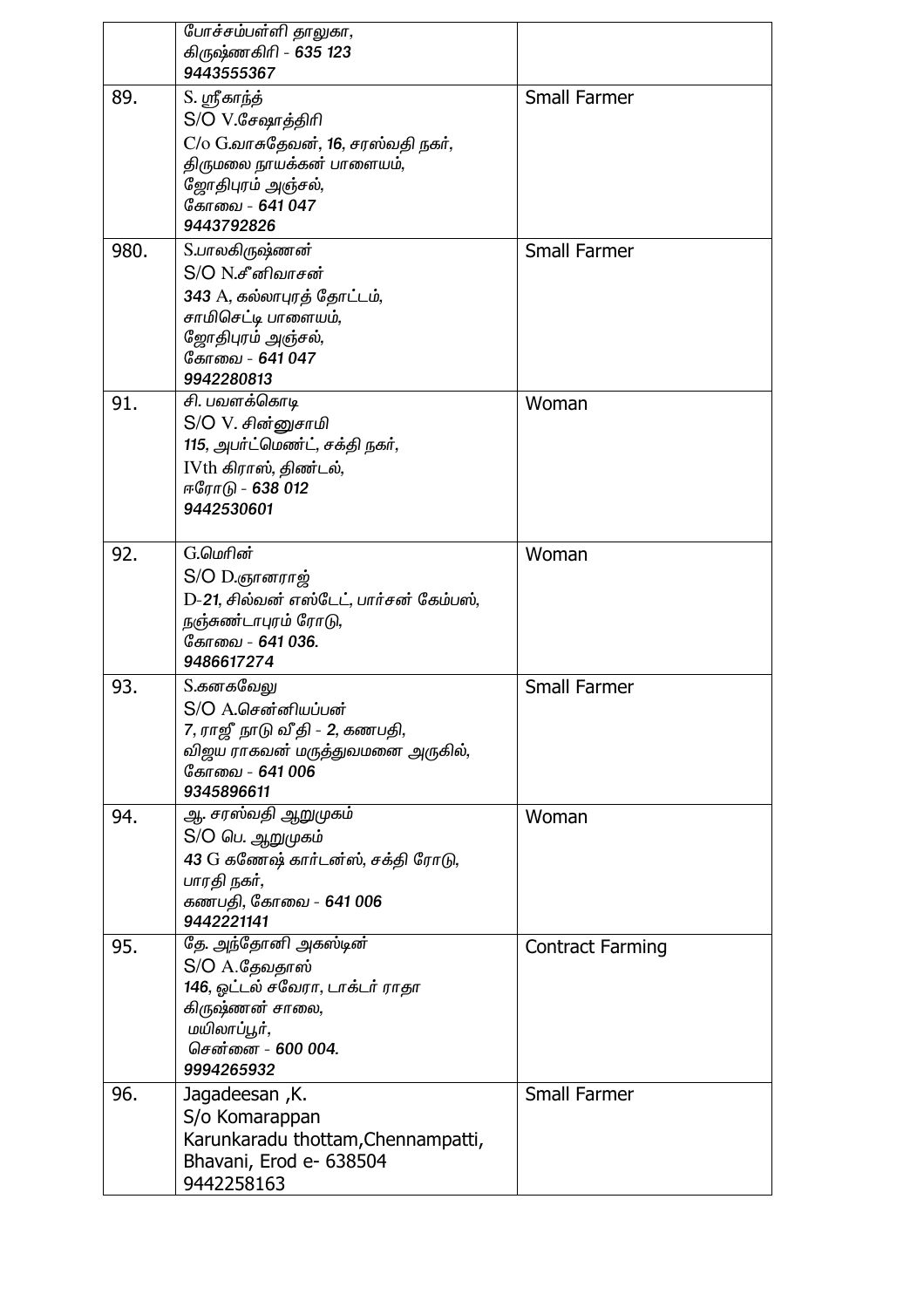| | | |
|---|---|---|
| | போச்சம்பள்ளி தாலுகா,<br>கிருஷ்ணகிரி - 635 123<br>9443555367 | |
| 89. | S. ஸ்ரீகாந்த்<br>S/O V.சேஷாத்திரி<br>C/o G.வாசுதேவன், 16, சரஸ்வதி நகர்,<br>திருமலை நாயக்கன் பாளையம்,<br>ஜோதிபுரம் அஞ்சல்,<br>கோவை - 641 047<br>9443792826 | Small Farmer |
| 980. | S.பாலகிருஷ்ணன்<br>S/O N.சீனிவாசன்<br>343 A, கல்லாபுரத் தோட்டம்,<br>சாமிசெட்டி பாளையம்,<br>ஜோதிபுரம் அஞ்சல்,<br>கோவை - 641 047<br>9942280813 | Small Farmer |
| 91. | சி. பவளக்கொடி<br>S/O V. சின்னுசாமி<br>115, அபர்ட்மெண்ட், சக்தி நகர்,<br>IVth கிராஸ், திண்டல்,<br>ஈரோடு - 638 012<br>9442530601 | Woman |
| 92. | G.மெரின்<br>S/O D.ஞானராஜ்<br>D-21, சில்வன் எஸ்டேட், பார்சன் கேம்பஸ்,<br>நஞ்சுண்டாபுரம் ரோடு,<br>கோவை - 641 036.<br>9486617274 | Woman |
| 93. | S.கனகவேலு<br>S/O A.சென்னியப்பன்<br>7, ராஜீ நாடு வீதி - 2, கணபதி,<br>விஜய ராகவன் மருத்துவமனை அருகில்,<br>கோவை - 641 006<br>9345896611 | Small Farmer |
| 94. | ஆ. சரஸ்வதி ஆறுமுகம்<br>S/O பெ. ஆறுமுகம்<br>43 G கணேஷ் கார்டன்ஸ், சக்தி ரோடு,<br>பாரதி நகர்,<br>கணபதி, கோவை - 641 006<br>9442221141 | Woman |
| 95. | தே. அந்தோனி அகஸ்டின்<br>S/O A.தேவதாஸ்<br>146, ஒட்டல் சவேரா, டாக்டர் ராதா<br>கிருஷ்ணன் சாலை,<br>மயிலாப்பூர்,<br>சென்னை - 600 004.<br>9994265932 | Contract Farming |
| 96. | Jagadeesan ,K.<br>S/o Komarappan<br>Karunkaradu thottam,Chennampatti,<br>Bhavani, Erod e- 638504<br>9442258163 | Small Farmer |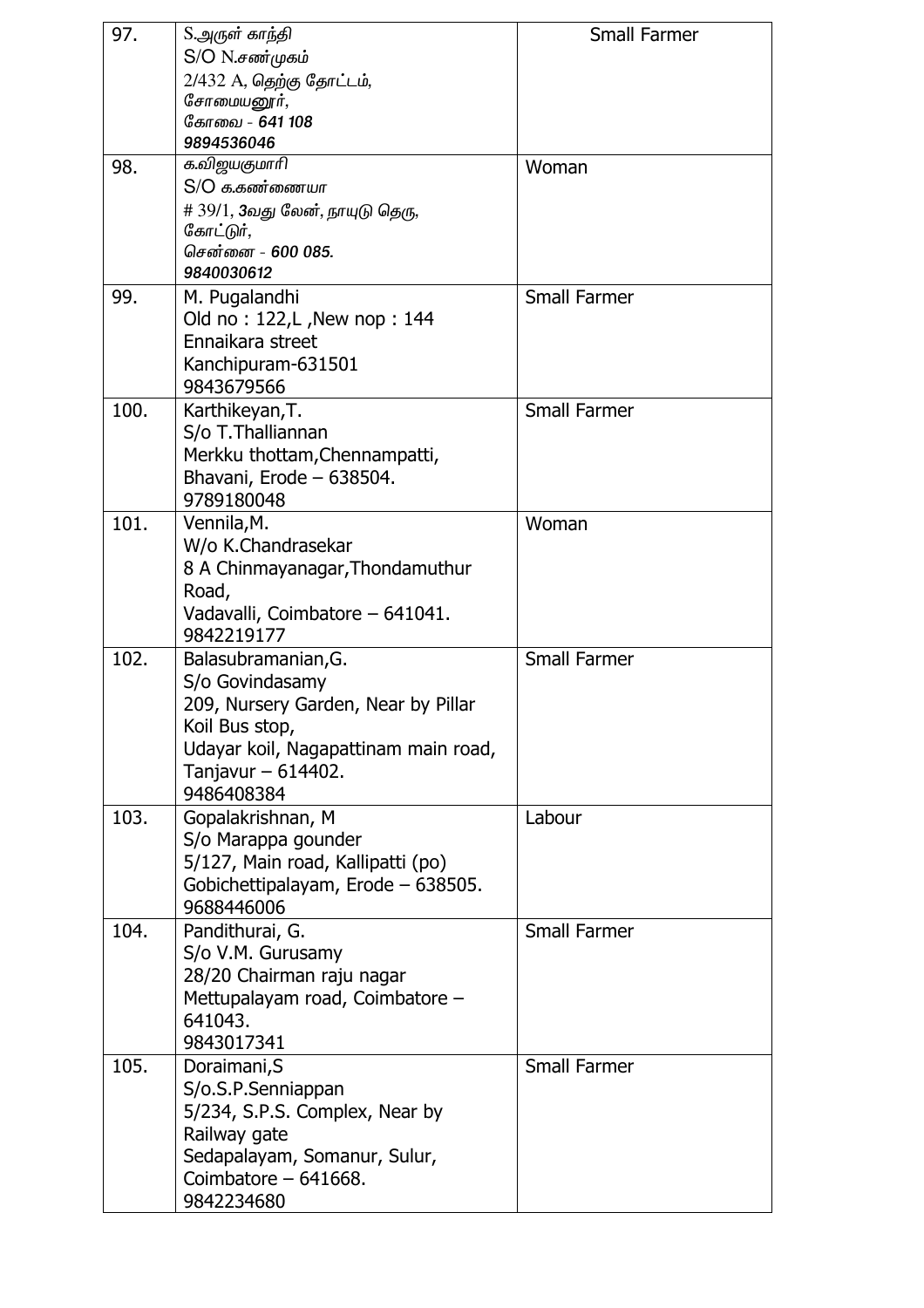| | | |
|---|---|---|
| 97. | S.அருள் காந்தி<br>S/O N.சண்முகம்<br>2/432 A, தெற்கு தோட்டம்,<br>சோமையனூர்,<br>கோவை - **641 108**<br>***9894536046*** | Small Farmer |
| 98. | க.விஜயகுமாரி<br>S/O க.கண்ணையா<br># 39/1, **3**வது லேன், நாயுடு தெரு,<br>கோட்டுர்,<br>சென்னை - ***600 085.***<br>***9840030612*** | Woman |
| 99. | M. Pugalandhi<br>Old no : 122,L ,New nop : 144<br>Ennaikara street<br>Kanchipuram-631501<br>9843679566 | Small Farmer |
| 100. | Karthikeyan,T.<br>S/o T.Thalliannan<br>Merkku thottam,Chennampatti,<br>Bhavani, Erode – 638504.<br>9789180048 | Small Farmer |
| 101. | Vennila,M.<br>W/o K.Chandrasekar<br>8 A Chinmayanagar,Thondamuthur Road,<br>Vadavalli, Coimbatore – 641041.<br>9842219177 | Woman |
| 102. | Balasubramanian,G.<br>S/o Govindasamy<br>209, Nursery Garden, Near by Pillar Koil Bus stop,<br>Udayar koil, Nagapattinam main road,<br>Tanjavur – 614402.<br>9486408384 | Small Farmer |
| 103. | Gopalakrishnan, M<br>S/o Marappa gounder<br>5/127, Main road, Kallipatti (po)<br>Gobichettipalayam, Erode – 638505.<br>9688446006 | Labour |
| 104. | Pandithurai, G.<br>S/o V.M. Gurusamy<br>28/20 Chairman raju nagar<br>Mettupalayam road, Coimbatore – 641043.<br>9843017341 | Small Farmer |
| 105. | Doraimani,S<br>S/o.S.P.Senniappan<br>5/234, S.P.S. Complex, Near by Railway gate<br>Sedapalayam, Somanur, Sulur,<br>Coimbatore – 641668.<br>9842234680 | Small Farmer |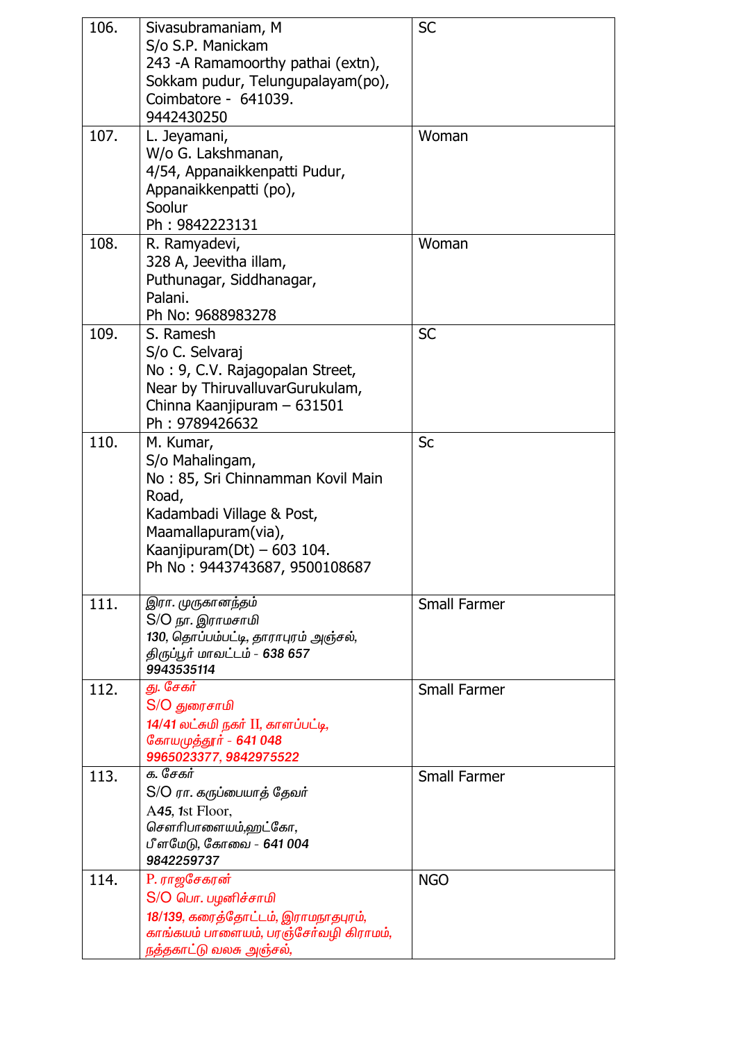| | | |
|---|---|---|
| 106. | Sivasubramaniam, M<br>S/o S.P. Manickam<br>243 -A Ramamoorthy pathai (extn),<br>Sokkam pudur, Telungupalayam(po),<br>Coimbatore - 641039.<br>9442430250 | SC |
| 107. | L. Jeyamani,<br>W/o G. Lakshmanan,<br>4/54, Appanaikkenpatti Pudur,<br>Appanaikkenpatti (po),<br>Soolur<br>Ph : 9842223131 | Woman |
| 108. | R. Ramyadevi,<br>328 A, Jeevitha illam,<br>Puthunagar, Siddhanagar,<br>Palani.<br>Ph No: 9688983278 | Woman |
| 109. | S. Ramesh<br>S/o C. Selvaraj<br>No : 9, C.V. Rajagopalan Street,<br>Near by ThiruvalluvarGurukulam,<br>Chinna Kaanjipuram – 631501<br>Ph : 9789426632 | SC |
| 110. | M. Kumar,<br>S/o Mahalingam,<br>No : 85, Sri Chinnamman Kovil Main Road,<br>Kadambadi Village & Post,<br>Maamallapuram(via),<br>Kaanjipuram(Dt) – 603 104.<br>Ph No : 9443743687, 9500108687 | Sc |
| 111. | இரா. முருகானந்தம்<br>S/O நா. இராமசாமி<br>130, தொப்பம்பட்டி, தாராபுரம் அஞ்சல்,<br>திருப்பூர் மாவட்டம் - 638 657<br>9943535114 | Small Farmer |
| 112. | து. சேகர்<br>S/O துரைசாமி<br>14/41 லட்சுமி நகர் II, காளப்பட்டி,<br>கோயமுத்தூர் - 641 048<br>9965023377, 9842975522 | Small Farmer |
| 113. | க. சேகர்<br>S/O ரா. கருப்பையாத் தேவர்<br>A45, 1st Floor,<br>சௌரிபாளையம்,ஹட்கோ,<br>பீளமேடு, கோவை - 641 004<br>9842259737 | Small Farmer |
| 114. | P. ராஜசேகரன்<br>S/O பொ. பழனிச்சாமி<br>18/139, கரைத்தோட்டம், இராமநாதபுரம்,<br>காங்கயம் பாளையம், பரஞ்சேர்வழி கிராமம்,<br>நத்தகாட்டு வலசு அஞ்சல், | NGO |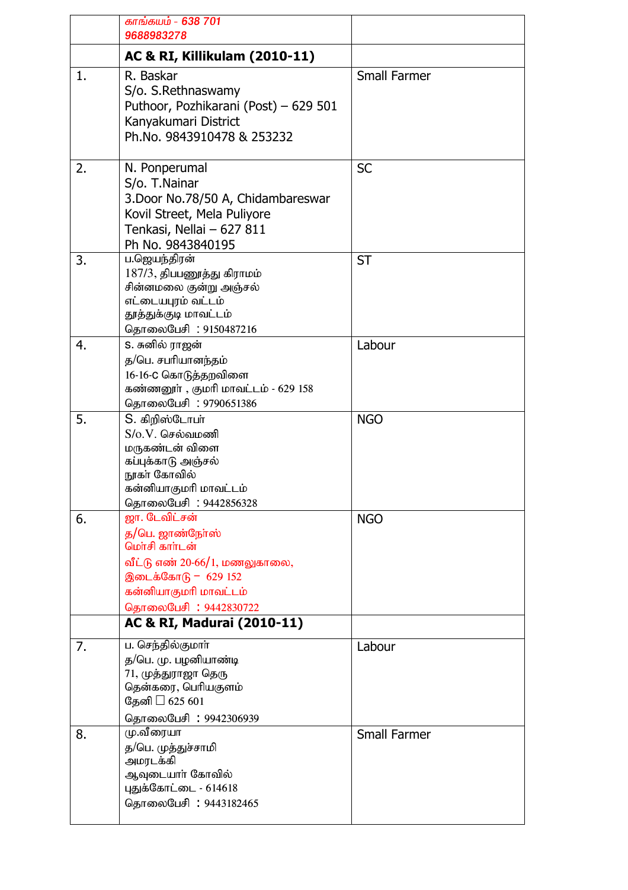| | | |
|---|---|---|
| | காங்கயம் - 638 701<br>9688983278 | |
| | **AC & RI, Killikulam (2010-11)** | |
| 1. | R. Baskar<br>S/o. S.Rethnaswamy<br>Puthoor, Pozhikarani (Post) – 629 501<br>Kanyakumari District<br>Ph.No. 9843910478 & 253232 | Small Farmer |
| 2. | N. Ponperumal<br>S/o. T.Nainar<br>3.Door No.78/50 A, Chidambareswar Kovil Street, Mela Puliyore<br>Tenkasi, Nellai – 627 811<br>Ph No. 9843840195 | SC |
| 3. | ப.ஜெயந்திரன்<br>187/3, திபபணூத்து கிராமம்<br>சின்னமலை குன்று அஞ்சல்<br>எட்டையபுரம் வட்டம்<br>தூத்துக்குடி மாவட்டம்<br>தொலைபேசி : 9150487216 | ST |
| 4. | S. சுனில் ராஜன்<br>த/பெ. சபரியானந்தம்<br>16-16-C கொடுத்தறவிளை<br>கண்ணனூர் , குமரி மாவட்டம் - 629 158<br>தொலைபேசி : 9790651386 | Labour |
| 5. | S. கிறிஸ்டோபர்<br>S/o.V. செல்வமணி<br>மருகண்டன் விளை<br>கப்புக்காடு அஞ்சல்<br>நூகர் கோவில்<br>கன்னியாகுமரி மாவட்டம்<br>தொலைபேசி : 9442856328 | NGO |
| 6. | ஜா. டேவிட்சன்<br>த/பெ. ஜாண்நேர்ஸ்<br>மெர்சி கார்டன்<br>வீட்டு எண் 20-66/1, மணலுகாலை,<br>இடைக்கோடு – 629 152<br>கன்னியாகுமரி மாவட்டம்<br>தொலைபேசி : 9442830722 | NGO |
| | **AC & RI, Madurai (2010-11)** | |
| 7. | ப. செந்தில்குமார்<br>த/பெ. மு. பழனியாண்டி<br>71, முத்துராஜா தெரு<br>தென்கரை, பெரியகுளம்<br>தேனி ☐ 625 601<br>தொலைபேசி : 9942306939 | Labour |
| 8. | மு.வீரையா<br>த/பெ. முத்துச்சாமி<br>அமரடக்கி<br>ஆவுடையார் கோவில்<br>புதுக்கோட்டை - 614618<br>தொலைபேசி : 9443182465 | Small Farmer |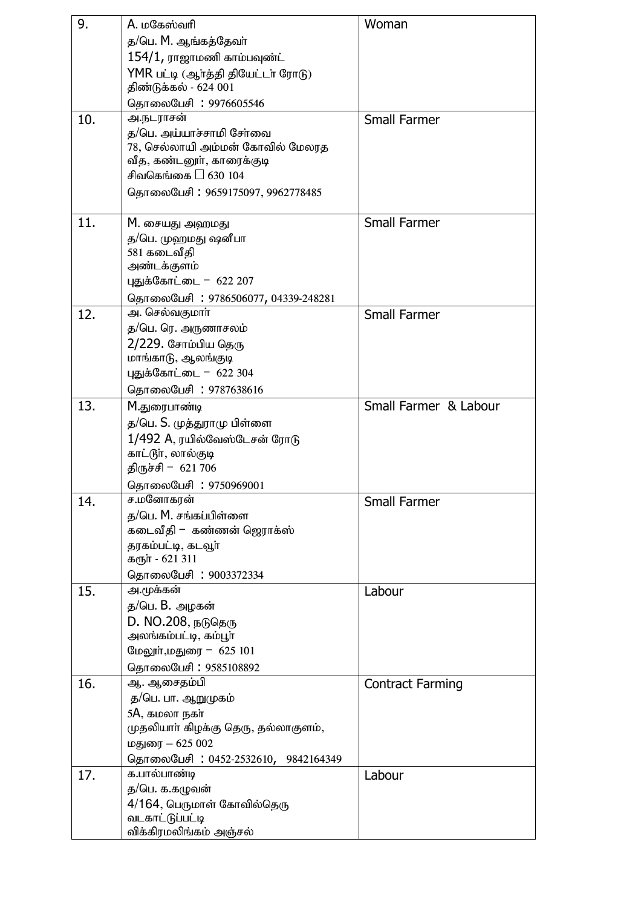| | | |
|---|---|---|
| 9. | A. மகேஸ்வரி<br>த/பெ. M. ஆங்கத்தேவா்<br>154/1, ராஜாமணி காம்பவுண்ட்<br>YMR பட்டி (ஆர்த்தி தியேட்டர் ரோடு)<br>திண்டுக்கல் - 624 001<br>தொலைபேசி : 9976605546 | Woman |
| 10. | அ.நடராசன்<br>த/பெ. அய்யாச்சாமி சேர்வை<br>78, செல்லாயி அம்மன் கோவில் மேலரத வீத, கண்டனூர், காரைக்குடி<br>சிவகெங்கை □ 630 104<br>தொலைபேசி : 9659175097, 9962778485 | Small Farmer |
| 11. | M. சையது அஹமது<br>த/பெ. முஹமது ஷனீபா<br>581 கடைவீதி<br>அண்டக்குளம்<br>புதுக்கோட்டை – 622 207<br>தொலைபேசி : 9786506077, 04339-248281 | Small Farmer |
| 12. | அ. செல்வகுமார்<br>த/பெ. ரெ. அருணாசலம்<br>2/229. சோம்பிய தெரு<br>மாங்காடு, ஆலங்குடி<br>புதுக்கோட்டை – 622 304<br>தொலைபேசி : 9787638616 | Small Farmer |
| 13. | M.துரைபாண்டி<br>த/பெ. S. முத்துராமு பிள்ளை<br>1/492 A, ரயில்வேஸ்டேசன் ரோடு<br>காட்டூர், லால்குடி<br>திருச்சி – 621 706<br>தொலைபேசி : 9750969001 | Small Farmer & Labour |
| 14. | ச.மனோகரன்<br>த/பெ. M. சங்கப்பிள்ளை<br>கடைவீதி – கண்ணன் ஜெராக்ஸ்<br>தரகம்பட்டி, கடவூர்<br>கரூர் - 621 311<br>தொலைபேசி : 9003372334 | Small Farmer |
| 15. | அ.மூக்கன்<br>த/பெ. B. அழகன்<br>D. NO.208, நடுதெரு<br>அலங்கம்பட்டி, கம்பூர்<br>மேலூர்,மதுரை – 625 101<br>தொலைபேசி : 9585108892 | Labour |
| 16. | ஆ. ஆசைதம்பி<br>த/பெ. பா. ஆறுமுகம்<br>5A, கமலா நகர்<br>முதலியார் கிழக்கு தெரு, தல்லாகுளம்,<br>மதுரை – 625 002<br>தொலைபேசி : 0452-2532610, 9842164349 | Contract Farming |
| 17. | க.பால்பாண்டி<br>த/பெ. க.கழுவன்<br>4/164, பெருமாள் கோவில்தெரு<br>வடகாட்டுப்பட்டி<br>விக்கிரமலிங்கம் அஞ்சல் | Labour |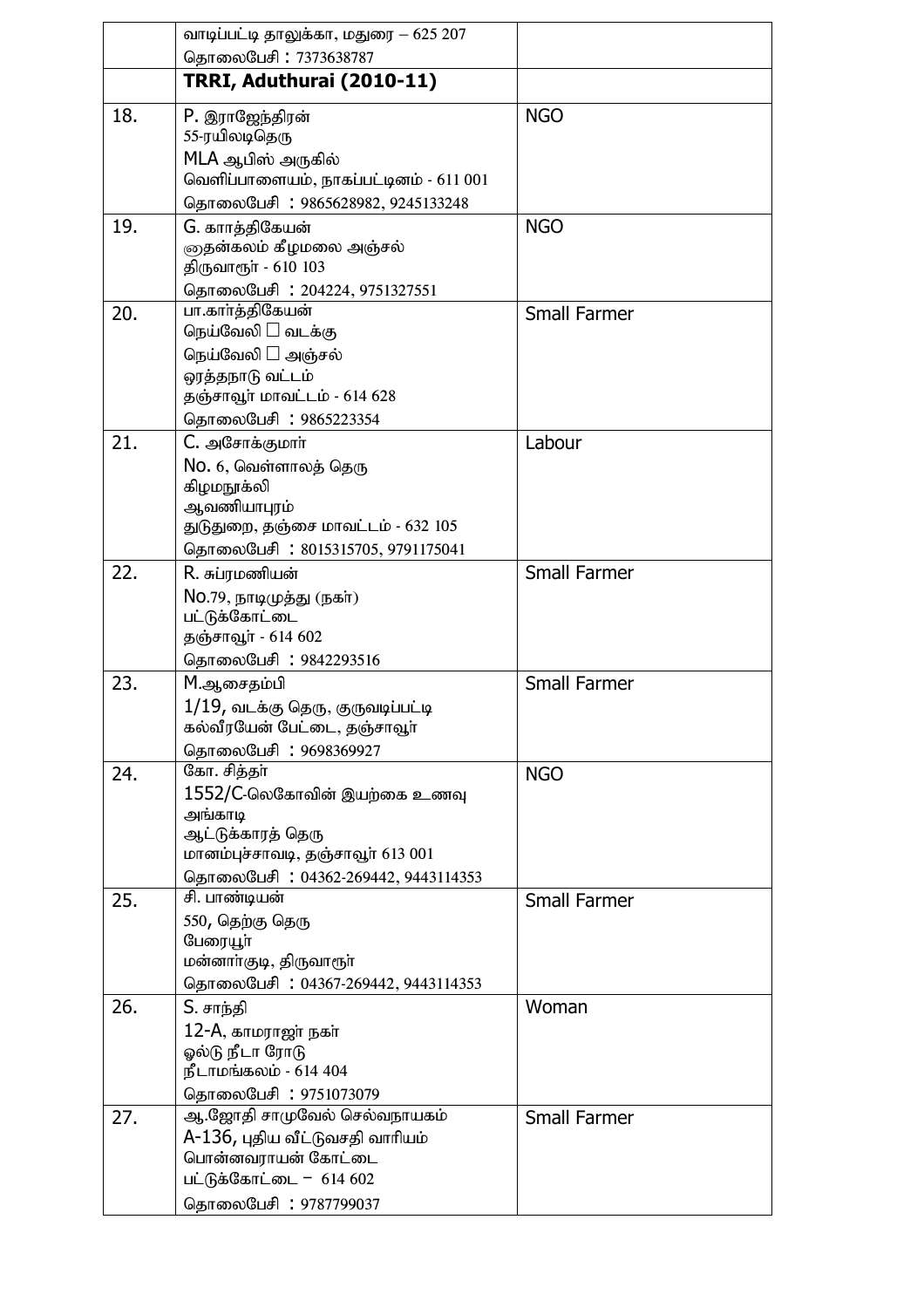| | | |
|---|---|---|
| | வாடிப்பட்டி தாலுக்கா, மதுரை – 625 207<br>தொலைபேசி : 7373638787 | |
| | **TRRI, Aduthurai (2010-11)** | |
| 18. | P. இராஜேந்திரன்<br>55-ரயிலடிதெரு<br>MLA ஆபிஸ் அருகில்<br>வெளிப்பாளையம், நாகப்பட்டினம் - 611 001<br>தொலைபேசி : 9865628982, 9245133248 | NGO |
| 19. | G. காத்திகேயன்<br>ஞதன்கலம் கீழமலை அஞ்சல்<br>திருவாரூர் - 610 103<br>தொலைபேசி : 204224, 9751327551 | NGO |
| 20. | பா.கார்த்திகேயன்<br>நெய்வேலி  வடக்கு<br>நெய்வேலி  அஞ்சல்<br>ஒரத்தநாடு வட்டம்<br>தஞ்சாவூர் மாவட்டம் - 614 628<br>தொலைபேசி : 9865223354 | Small Farmer |
| 21. | C. அசோக்குமார்<br>No. 6, வெள்ளாலத் தெரு<br>கிழமநூக்லி<br>ஆவணியாபுரம்<br>துடுதுறை, தஞ்சை மாவட்டம் - 632 105<br>தொலைபேசி : 8015315705, 9791175041 | Labour |
| 22. | R. சுப்ரமணியன்<br>No.79, நாடிமுத்து (நகர்)<br>பட்டுக்கோட்டை<br>தஞ்சாவூர் - 614 602<br>தொலைபேசி : 9842293516 | Small Farmer |
| 23. | M.ஆசைதம்பி<br>1/19, வடக்கு தெரு, குருவடிப்பட்டி<br>கல்வீரயேன் பேட்டை, தஞ்சாவூர்<br>தொலைபேசி : 9698369927 | Small Farmer |
| 24. | கோ. சித்தர்<br>1552/C-லெகோவின் இயற்கை உணவு அங்காடி<br>ஆட்டுக்காரத் தெரு<br>மானம்புச்சாவடி, தஞ்சாவூர் 613 001<br>தொலைபேசி : 04362-269442, 9443114353 | NGO |
| 25. | சி. பாண்டியன்<br>550, தெற்கு தெரு<br>பேரையூர்<br>மன்னார்குடி, திருவாரூர்<br>தொலைபேசி : 04367-269442, 9443114353 | Small Farmer |
| 26. | S. சாந்தி<br>12-A, காமராஜர் நகர்<br>ஓல்டு நீடா ரோடு<br>நீடாமங்கலம் - 614 404<br>தொலைபேசி : 9751073079 | Woman |
| 27. | ஆ.ஜோதி சாமுவேல் செல்வநாயகம்<br>A-136, புதிய வீட்டுவசதி வாரியம்<br>பொன்னவராயன் கோட்டை<br>பட்டுக்கோட்டை – 614 602<br>தொலைபேசி : 9787799037 | Small Farmer |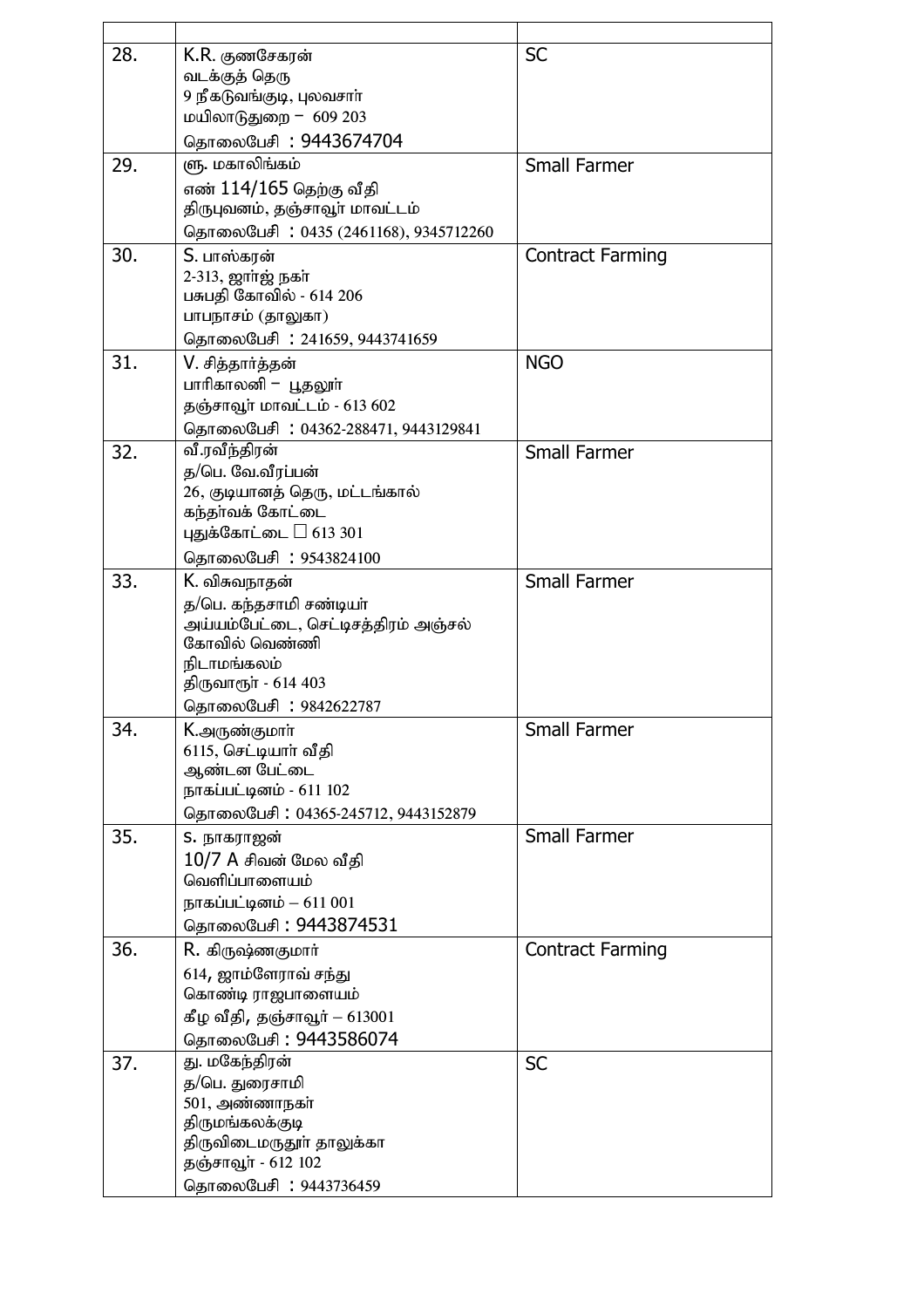| | | |
|---|---|---|
| 28. | K.R. குணசேகரன்<br>வடக்குத் தெரு<br>9 நீகடுவங்குடி, புலவசார்<br>மயிலாடுதுறை – 609 203<br>தொலைபேசி : 9443674704 | SC |
| 29. | ளு. மகாலிங்கம்<br>எண் 114/165 தெற்கு வீதி<br>திருபுவனம், தஞ்சாவூர் மாவட்டம்<br>தொலைபேசி : 0435 (2461168), 9345712260 | Small Farmer |
| 30. | S. பாஸ்கரன்<br>2-313, ஜார்ஜ் நகர்<br>பசுபதி கோவில் - 614 206<br>பாபநாசம் (தாலுகா)<br>தொலைபேசி : 241659, 9443741659 | Contract Farming |
| 31. | V. சித்தார்த்தன்<br>பாரிகாலனி – பூதலூர்<br>தஞ்சாவூர் மாவட்டம் - 613 602<br>தொலைபேசி : 04362-288471, 9443129841 | NGO |
| 32. | வீ.ரவீந்திரன்<br>த/பெ. வே.வீரப்பன்<br>26, குடியானத் தெரு, மட்டங்கால்<br>கந்தர்வக் கோட்டை<br>புதுக்கோட்டை □ 613 301<br>தொலைபேசி : 9543824100 | Small Farmer |
| 33. | K. விசுவநாதன்<br>த/பெ. கந்தசாமி சண்டியர்<br>அய்யம்பேட்டை, செட்டிசத்திரம் அஞ்சல்<br>கோவில் வெண்ணி<br>நிடாமங்கலம்<br>திருவாரூர் - 614 403<br>தொலைபேசி : 9842622787 | Small Farmer |
| 34. | K.அருண்குமார்<br>6115, செட்டியார் வீதி<br>ஆண்டன பேட்டை<br>நாகப்பட்டினம் - 611 102<br>தொலைபேசி : 04365-245712, 9443152879 | Small Farmer |
| 35. | S. நாகராஜன்<br>10/7 A சிவன் மேல வீதி<br>வெளிப்பாளையம்<br>நாகப்பட்டினம் – 611 001<br>தொலைபேசி : 9443874531 | Small Farmer |
| 36. | R. கிருஷ்ணகுமார்<br>614, ஜாம்ளோராவ் சந்து<br>கொண்டி ராஜபாளையம்<br>கீழ வீதி, தஞ்சாவூர் – 613001<br>தொலைபேசி : 9443586074 | Contract Farming |
| 37. | து. மகேந்திரன்<br>த/பெ. துரைசாமி<br>501, அண்ணாநகர்<br>திருமங்கலக்குடி<br>திருவிடைமருதூர் தாலுக்கா<br>தஞ்சாவூர் - 612 102<br>தொலைபேசி : 9443736459 | SC |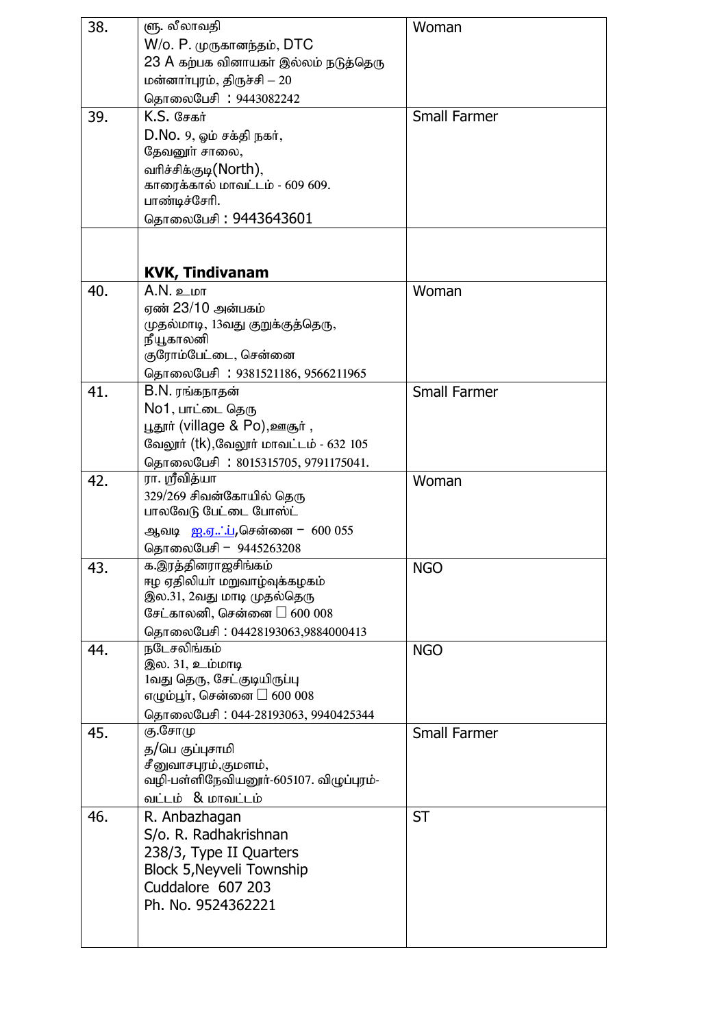| 38. | ஞு. லீலாவதி<br>W/o. P. முருகானந்தம், DTC<br>23 A கற்பக வினாயகர் இல்லம் நடுத்தெரு<br>மன்னார்புரம், திருச்சி – 20<br>தொலைபேசி : 9443082242 | Woman |
|---|---|---|
| 39. | K.S. சேகர்<br>D.No. 9, ஓம் சக்தி நகர்,<br>தேவனூர் சாலை,<br>வரிச்சிக்குடி(North),<br>காரைக்கால் மாவட்டம் - 609 609.<br>பாண்டிச்சேரி.<br>தொலைபேசி : 9443643601 | Small Farmer |
| | **KVK, Tindivanam** | |
| 40. | A.N. உமா<br>ஏண் 23/10 அன்பகம்<br>முதல்மாடி, 13வது குறுக்குத்தெரு,<br>நீயூகாலனி<br>குரோம்பேட்டை, சென்னை<br>தொலைபேசி : 9381521186, 9566211965 | Woman |
| 41. | B.N. ரங்கநாதன்<br>No1, பாட்டை தெரு<br>பூதூர் (village & Po),ஊசூர் ,<br>வேலூர் (tk),வேலூர் மாவட்டம் - 632 105<br>தொலைபேசி : 8015315705, 9791175041. | Small Farmer |
| 42. | ரா. ஸ்ரீவித்யா<br>329/269 சிவன்கோயில் தெரு<br>பாலவேடு பேட்டை போஸ்ட்<br>ஆவடி ஐ.ஏ..்.ப்,சென்னை – 600 055<br>தொலைபேசி – 9445263208 | Woman |
| 43. | க.இரத்தினராஜசிங்கம்<br>ஈழ ஏதிலியர் மறுவாழ்வுக்கழகம்<br>இல.31, 2வது மாடி முதல்தெரு<br>சேட்காலனி, சென்னை □ 600 008<br>தொலைபேசி : 04428193063,9884000413 | NGO |
| 44. | நடேசலிங்கம்<br>இல. 31, உம்மாடி<br>1வது தெரு, சேட்குடியிருப்பு<br>எழும்பூர், சென்னை □ 600 008<br>தொலைபேசி : 044-28193063, 9940425344 | NGO |
| 45. | கு.சோமு<br>த/பெ குப்புசாமி<br>சீனுவாசபுரம்,குமளம்,<br>வழி-பள்ளிநேவியனூர்-605107. விழுப்புரம்-<br>வட்டம் & மாவட்டம் | Small Farmer |
| 46. | R. Anbazhagan<br>S/o. R. Radhakrishnan<br>238/3, Type II Quarters<br>Block 5,Neyveli Township<br>Cuddalore 607 203<br>Ph. No. 9524362221 | ST |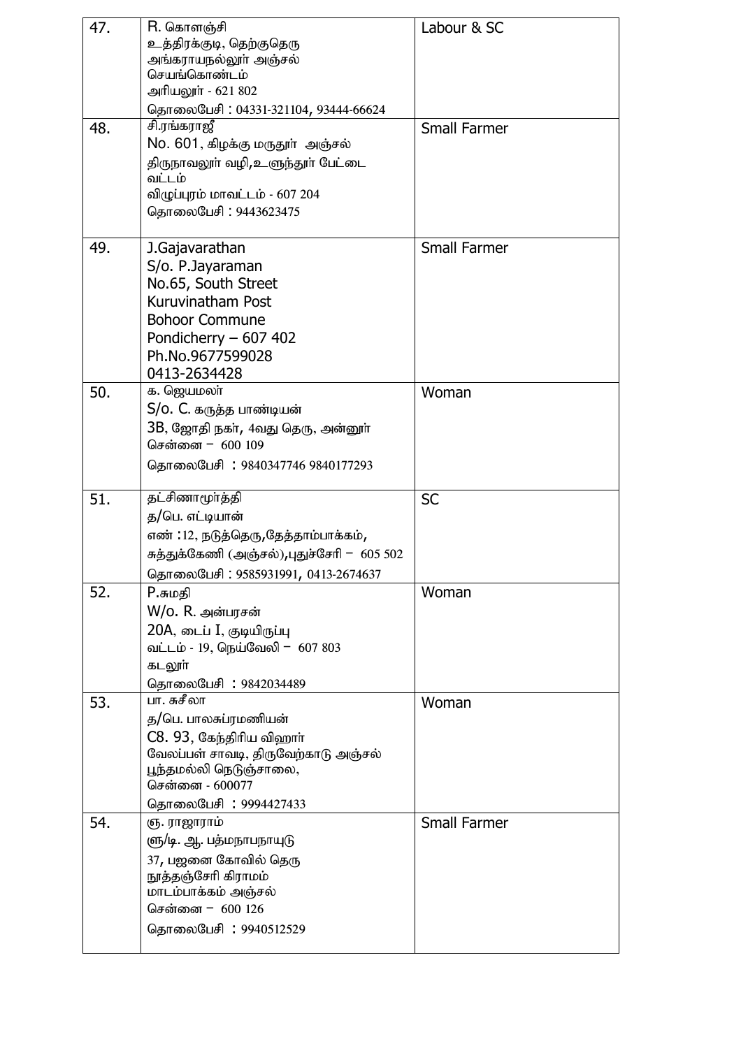| | | |
|---|---|---|
| 47. | R. கொளஞ்சி<br>உத்திரக்குடி, தெற்குதெரு<br>அங்கராயநல்லூர் அஞ்சல்<br>செயங்கொண்டம்<br>அரியலூர் - 621 802<br>தொலைபேசி : 04331-321104, 93444-66624 | Labour & SC |
| 48. | சி.ரங்கராஜீ<br>No. 601, கிழக்கு மருதூர் அஞ்சல்<br>திருநாவலூர் வழி,உளுந்தூர் பேட்டை வட்டம்<br>விழுப்புரம் மாவட்டம் - 607 204<br>தொலைபேசி : 9443623475 | Small Farmer |
| 49. | J.Gajavarathan<br>S/o. P.Jayaraman<br>No.65, South Street<br>Kuruvinatham Post<br>Bohoor Commune<br>Pondicherry – 607 402<br>Ph.No.9677599028<br>0413-2634428 | Small Farmer |
| 50. | க. ஜெயமலர்<br>S/o. C. கருத்த பாண்டியன்<br>3B, ஜோதி நகர், 4வது தெரு, அன்னூர்<br>சென்னை – 600 109<br>தொலைபேசி : 9840347746 9840177293 | Woman |
| 51. | தட்சிணாமூர்த்தி<br>த/பெ. எட்டியான்<br>எண் :12, நடுத்தெரு,தேத்தாம்பாக்கம்,<br>சுத்துக்கேணி (அஞ்சல்),புதுச்சேரி – 605 502<br>தொலைபேசி : 9585931991, 0413-2674637 | SC |
| 52. | P.சுமதி<br>W/o. R. அன்பரசன்<br>20A, டைப் I, குடியிருப்பு<br>வட்டம் - 19, நெய்வேலி – 607 803<br>கடலூர்<br>தொலைபேசி : 9842034489 | Woman |
| 53. | பா. சுசீலா<br>த/பெ. பாலசுப்ரமணியன்<br>C8. 93, கேந்திரிய விஹார்<br>வேலப்பள் சாவடி, திருவேற்காடு அஞ்சல்<br>பூந்தமல்லி நெடுஞ்சாலை,<br>சென்னை - 600077<br>தொலைபேசி : 9994427433 | Woman |
| 54. | ஞ. ராஜாராம்<br>ஞ/டி. ஆ. பத்மநாபநாயுடு<br>37, பஜனை கோவில் தெரு<br>நூத்தஞ்சேரி கிராமம்<br>மாடம்பாக்கம் அஞ்சல்<br>சென்னை – 600 126<br>தொலைபேசி : 9940512529 | Small Farmer |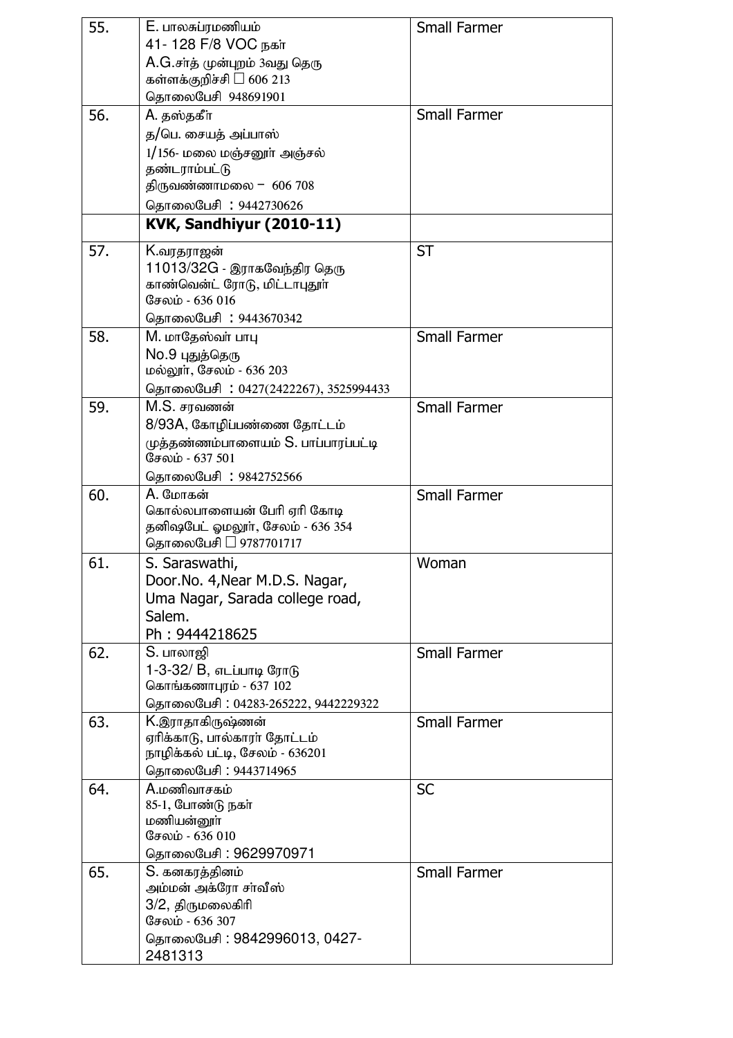| | | |
|---|---|---|
| 55. | E. பாலசுப்ரமணியம்<br>41- 128 F/8 VOC நகர்<br>A.G.சர்த் முன்புறம் 3வது தெரு<br>கள்ளக்குறிச்சி □ 606 213<br>தொலைபேசி 948691901 | Small Farmer |
| 56. | A. தஸ்தகீர<br>த/பெ. சையத் அப்பாஸ்<br>1/156- மலை மஞ்சனூர் அஞ்சல்<br>தண்டராம்பட்டு<br>திருவண்ணாமலை – 606 708<br>தொலைபேசி : 9442730626 | Small Farmer |
| | **KVK, Sandhiyur (2010-11)** | |
| 57. | K.வரதராஜன்<br>11013/32G - இராகவேந்திர தெரு<br>காண்வென்ட் ரோடு, மிட்டாபுதூர்<br>சேலம் - 636 016<br>தொலைபேசி : 9443670342 | ST |
| 58. | M. மாதேஸ்வர் பாபு<br>No.9 புதுத்தெரு<br>மல்லூர், சேலம் - 636 203<br>தொலைபேசி : 0427(2422267), 3525994433 | Small Farmer |
| 59. | M.S. சரவணன்<br>8/93A, கோழிப்பண்ணை தோட்டம்<br>முத்தண்ணம்பாளையம் S. பாப்பாரப்பட்டி<br>சேலம் - 637 501<br>தொலைபேசி : 9842752566 | Small Farmer |
| 60. | A. மோகன்<br>கொல்லபாளையன் பேரி ஏரி கோடி<br>தனிஷேபேட் ஓமலூர், சேலம் - 636 354<br>தொலைபேசி □ 9787701717 | Small Farmer |
| 61. | S. Saraswathi,<br>Door.No. 4,Near M.D.S. Nagar,<br>Uma Nagar, Sarada college road,<br>Salem.<br>Ph : 9444218625 | Woman |
| 62. | S. பாலாஜி<br>1-3-32/ B, எடப்பாடி ரோடு<br>கொங்கணாபுரம் - 637 102<br>தொலைபேசி : 04283-265222, 9442229322 | Small Farmer |
| 63. | K.இராதாகிருஷ்ணன்<br>ஏரிக்காடு, பால்காரர் தோட்டம்<br>நாழிக்கல் பட்டி, சேலம் - 636201<br>தொலைபேசி : 9443714965 | Small Farmer |
| 64. | A.மணிவாசகம்<br>85-1, போண்டு நகர்<br>மணியன்னூர்<br>சேலம் - 636 010<br>தொலைபேசி : 9629970971 | SC |
| 65. | S. கனகரத்தினம்<br>அம்மன் அக்ரோ சர்வீஸ்<br>3/2, திருமலைகிரி<br>சேலம் - 636 307<br>தொலைபேசி : 9842996013, 0427-2481313 | Small Farmer |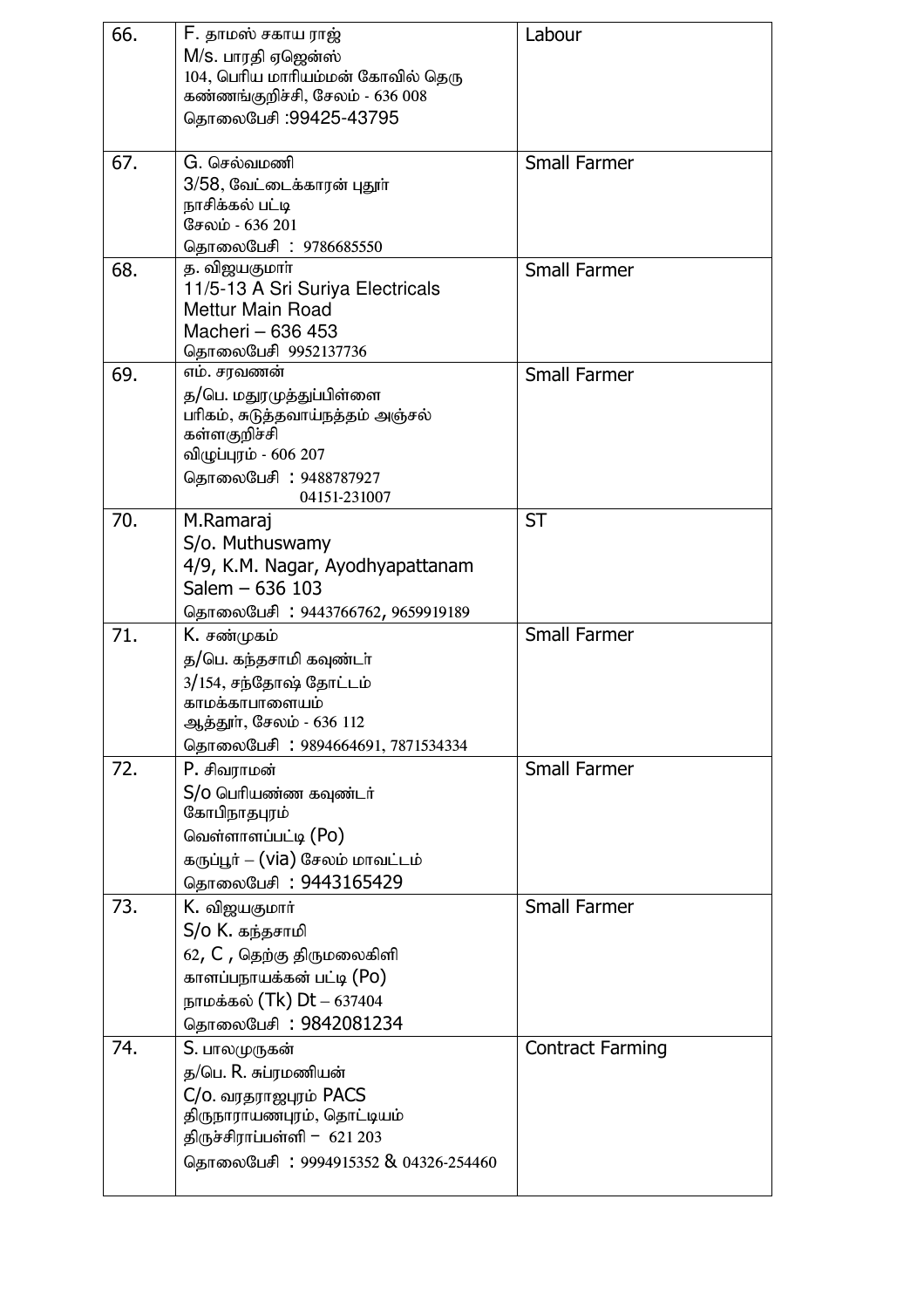| | | |
|---|---|---|
| 66. | F. தாமஸ் சகாய ராஜ்<br>M/s. பாரதி ஏஜென்ஸ்<br>104, பெரிய மாரியம்மன் கோவில் தெரு<br>கண்ணங்குறிச்சி, சேலம் - 636 008<br>தொலைபேசி :99425-43795 | Labour |
| 67. | G. செல்வமணி<br>3/58, வேட்டைக்காரன் புதூர்<br>நாசிக்கல் பட்டி<br>சேலம் - 636 201<br>தொலைபேசி : 9786685550 | Small Farmer |
| 68. | த. விஜயகுமார்<br>11/5-13 A Sri Suriya Electricals<br>Mettur Main Road<br>Macheri – 636 453<br>தொலைபேசி 9952137736 | Small Farmer |
| 69. | எம். சரவணன்<br>த/பெ. மதுரமுத்துப்பிள்ளை<br>பரிகம், சுடுத்தவாய்நத்தம் அஞ்சல்<br>கள்ளகுறிச்சி<br>விழுப்புரம் - 606 207<br>தொலைபேசி : 9488787927<br>04151-231007 | Small Farmer |
| 70. | M.Ramaraj<br>S/o. Muthuswamy<br>4/9, K.M. Nagar, Ayodhyapattanam<br>Salem – 636 103<br>தொலைபேசி : 9443766762, 9659919189 | ST |
| 71. | K. சண்முகம்<br>த/பெ. கந்தசாமி கவுண்டர்<br>3/154, சந்தோஷ் தோட்டம்<br>காமக்காபாளையம்<br>ஆத்தூர், சேலம் - 636 112<br>தொலைபேசி : 9894664691, 7871534334 | Small Farmer |
| 72. | P. சிவராமன்<br>S/o பெரியண்ண கவுண்டர்<br>கோபிநாதபுரம்<br>வெள்ளாளப்பட்டி (Po)<br>கருப்பூர் – (via) சேலம் மாவட்டம்<br>தொலைபேசி : 9443165429 | Small Farmer |
| 73. | K. விஜயகுமார்<br>S/o K. கந்தசாமி<br>62, C , தெற்கு திருமலைகிளி<br>காளப்பநாயக்கன் பட்டி (Po)<br>நாமக்கல் (Tk) Dt – 637404<br>தொலைபேசி : 9842081234 | Small Farmer |
| 74. | S. பாலமுருகன்<br>த/பெ. R. சுப்ரமணியன்<br>C/o. வரதராஜபுரம் PACS<br>திருநாராயணபுரம், தொட்டியம்<br>திருச்சிராப்பள்ளி – 621 203<br>தொலைபேசி : 9994915352 & 04326-254460 | Contract Farming |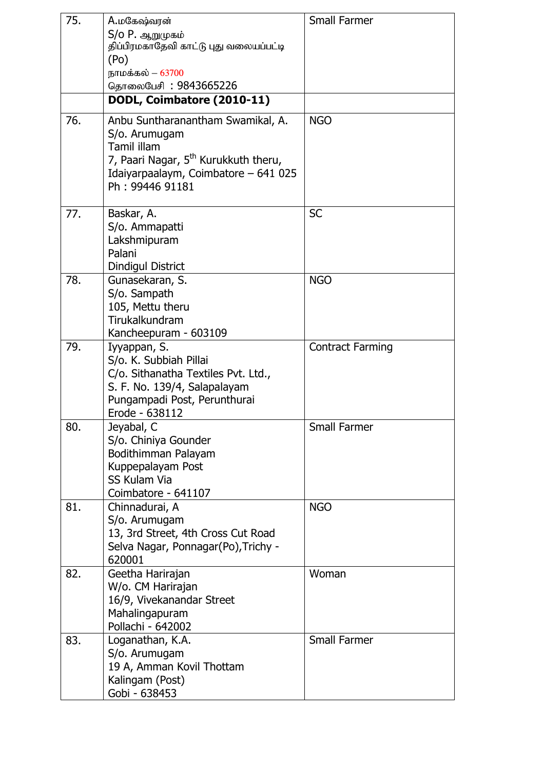| 75. | A.மகேஷ்வரன்<br>S/o P. ஆறுமுகம்<br>திப்பிரமகாதேவி காட்டு புது வலையப்பட்டி (Po)<br>நாமக்கல் – 63700<br>தொலைபேசி : 9843665226 | Small Farmer |
|---|---|---|
| | **DODL, Coimbatore (2010-11)** | |
| 76. | Anbu Suntharanantham Swamikal, A.<br>S/o. Arumugam<br>Tamil illam<br>7, Paari Nagar, 5th Kurukkuth theru,<br>Idaiyarpaalaym, Coimbatore – 641 025<br>Ph : 99446 91181 | NGO |
| 77. | Baskar, A.<br>S/o. Ammapatti<br>Lakshmipuram<br>Palani<br>Dindigul District | SC |
| 78. | Gunasekaran, S.<br>S/o. Sampath<br>105, Mettu theru<br>Tirukalkundram<br>Kancheepuram - 603109 | NGO |
| 79. | Iyyappan, S.<br>S/o. K. Subbiah Pillai<br>C/o. Sithanatha Textiles Pvt. Ltd.,<br>S. F. No. 139/4, Salapalayam<br>Pungampadi Post, Perunthurai<br>Erode - 638112 | Contract Farming |
| 80. | Jeyabal, C<br>S/o. Chiniya Gounder<br>Bodithimman Palayam<br>Kuppepalayam Post<br>SS Kulam Via<br>Coimbatore - 641107 | Small Farmer |
| 81. | Chinnadurai, A<br>S/o. Arumugam<br>13, 3rd Street, 4th Cross Cut Road<br>Selva Nagar, Ponnagar(Po),Trichy - 620001 | NGO |
| 82. | Geetha Harirajan<br>W/o. CM Harirajan<br>16/9, Vivekanandar Street<br>Mahalingapuram<br>Pollachi - 642002 | Woman |
| 83. | Loganathan, K.A.<br>S/o. Arumugam<br>19 A, Amman Kovil Thottam<br>Kalingam (Post)<br>Gobi - 638453 | Small Farmer |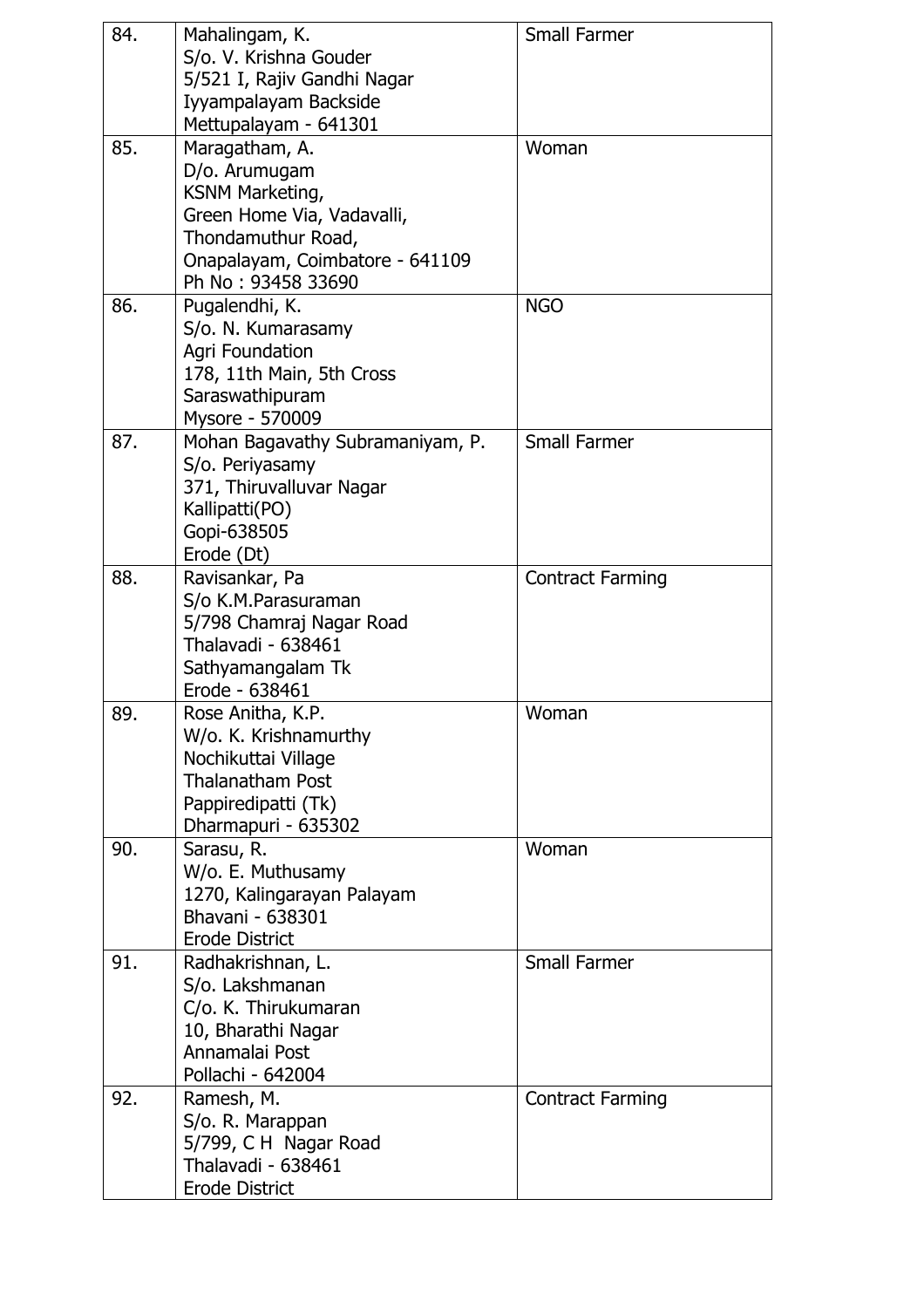| | | |
|---|---|---|
| 84. | Mahalingam, K.<br>S/o. V. Krishna Gouder<br>5/521 I, Rajiv Gandhi Nagar<br>Iyyampalayam Backside<br>Mettupalayam - 641301 | Small Farmer |
| 85. | Maragatham, A.<br>D/o. Arumugam<br>KSNM Marketing,<br>Green Home Via, Vadavalli,<br>Thondamuthur Road,<br>Onapalayam, Coimbatore - 641109<br>Ph No : 93458 33690 | Woman |
| 86. | Pugalendhi, K.<br>S/o. N. Kumarasamy<br>Agri Foundation<br>178, 11th Main, 5th Cross<br>Saraswathipuram<br>Mysore - 570009 | NGO |
| 87. | Mohan Bagavathy Subramaniyam, P.<br>S/o. Periyasamy<br>371, Thiruvalluvar Nagar<br>Kallipatti(PO)<br>Gopi-638505<br>Erode (Dt) | Small Farmer |
| 88. | Ravisankar, Pa<br>S/o K.M.Parasuraman<br>5/798 Chamraj Nagar Road<br>Thalavadi - 638461<br>Sathyamangalam Tk<br>Erode - 638461 | Contract Farming |
| 89. | Rose Anitha, K.P.<br>W/o. K. Krishnamurthy<br>Nochikuttai Village<br>Thalanatham Post<br>Pappiredipatti (Tk)<br>Dharmapuri - 635302 | Woman |
| 90. | Sarasu, R.<br>W/o. E. Muthusamy<br>1270, Kalingarayan Palayam<br>Bhavani - 638301<br>Erode District | Woman |
| 91. | Radhakrishnan, L.<br>S/o. Lakshmanan<br>C/o. K. Thirukumaran<br>10, Bharathi Nagar<br>Annamalai Post<br>Pollachi - 642004 | Small Farmer |
| 92. | Ramesh, M.<br>S/o. R. Marappan<br>5/799, C H Nagar Road<br>Thalavadi - 638461<br>Erode District | Contract Farming |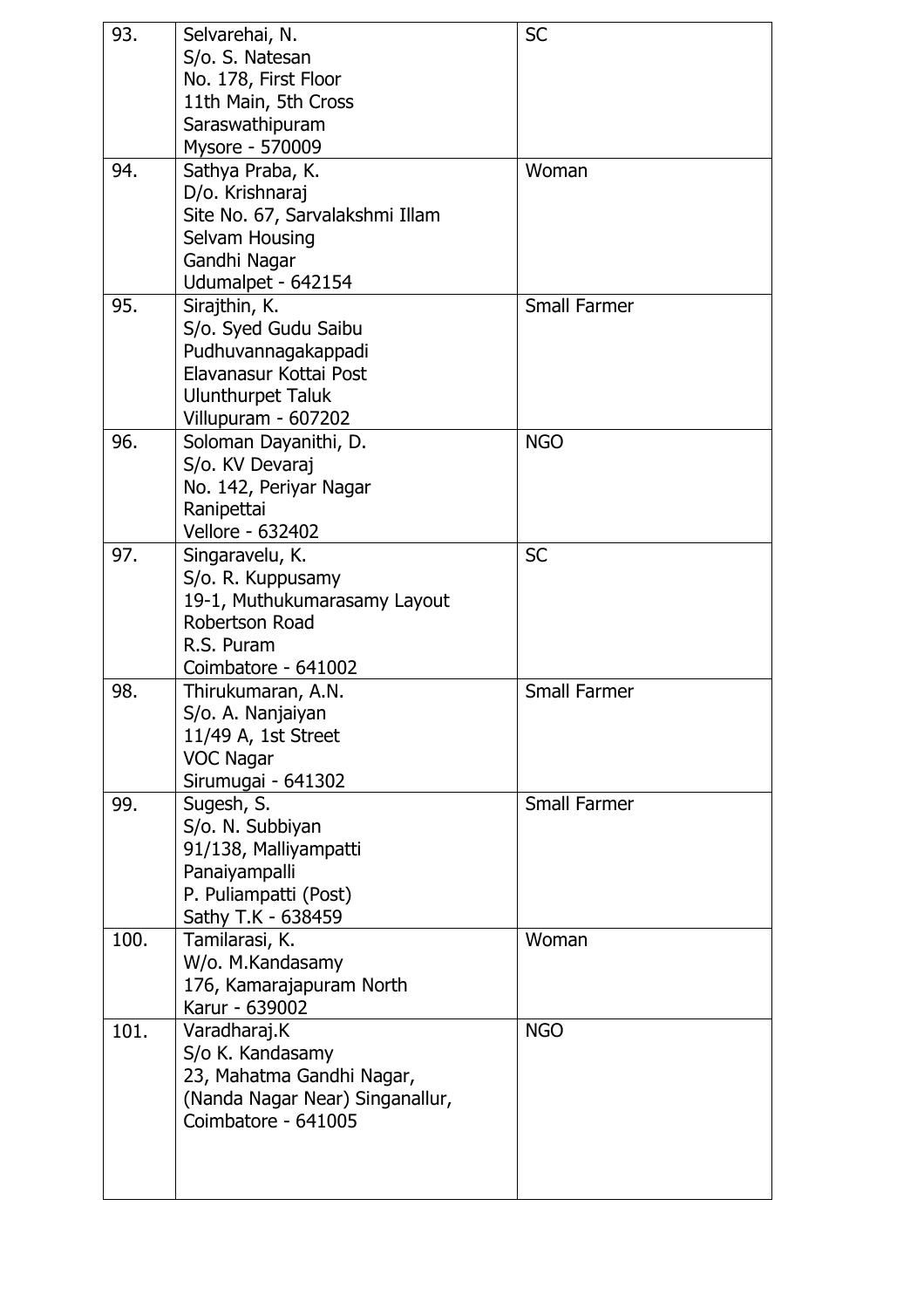| | | |
|---|---|---|
| 93. | Selvarehai, N.<br>S/o. S. Natesan<br>No. 178, First Floor<br>11th Main, 5th Cross<br>Saraswathipuram<br>Mysore - 570009 | SC |
| 94. | Sathya Praba, K.<br>D/o. Krishnaraj<br>Site No. 67, Sarvalakshmi Illam<br>Selvam Housing<br>Gandhi Nagar<br>Udumalpet - 642154 | Woman |
| 95. | Sirajthin, K.<br>S/o. Syed Gudu Saibu<br>Pudhuvannagakappadi<br>Elavanasur Kottai Post<br>Ulunthurpet Taluk<br>Villupuram - 607202 | Small Farmer |
| 96. | Soloman Dayanithi, D.<br>S/o. KV Devaraj<br>No. 142, Periyar Nagar<br>Ranipettai<br>Vellore - 632402 | NGO |
| 97. | Singaravelu, K.<br>S/o. R. Kuppusamy<br>19-1, Muthukumarasamy Layout<br>Robertson Road<br>R.S. Puram<br>Coimbatore - 641002 | SC |
| 98. | Thirukumaran, A.N.<br>S/o. A. Nanjaiyan<br>11/49 A, 1st Street<br>VOC Nagar<br>Sirumugai - 641302 | Small Farmer |
| 99. | Sugesh, S.<br>S/o. N. Subbiyan<br>91/138, Malliyampatti<br>Panaiyampalli<br>P. Puliampatti (Post)<br>Sathy T.K - 638459 | Small Farmer |
| 100. | Tamilarasi, K.<br>W/o. M.Kandasamy<br>176, Kamarajapuram North<br>Karur - 639002 | Woman |
| 101. | Varadharaj.K<br>S/o K. Kandasamy<br>23, Mahatma Gandhi Nagar,<br>(Nanda Nagar Near) Singanallur,<br>Coimbatore - 641005 | NGO |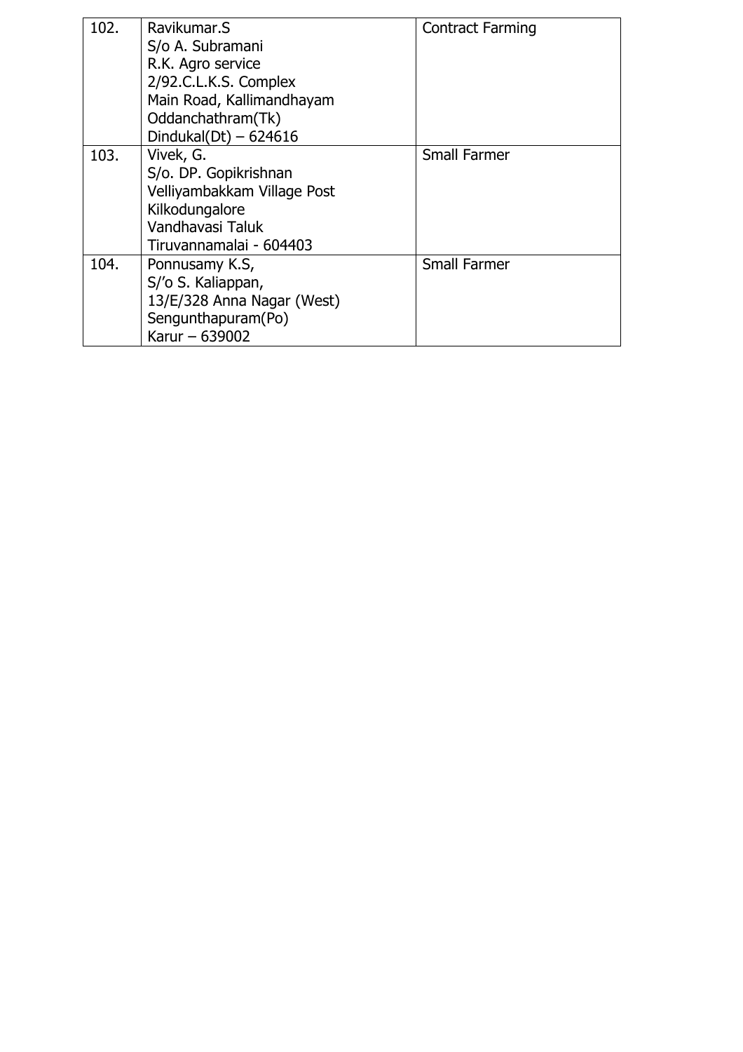| | | |
|---|---|---|
| 102. | Ravikumar.S<br>S/o A. Subramani<br>R.K. Agro service<br>2/92.C.L.K.S. Complex<br>Main Road, Kallimandhayam<br>Oddanchathram(Tk)<br>Dindukal(Dt) – 624616 | Contract Farming |
| 103. | Vivek, G.<br>S/o. DP. Gopikrishnan<br>Velliyambakkam Village Post<br>Kilkodungalore<br>Vandhavasi Taluk<br>Tiruvannamalai - 604403 | Small Farmer |
| 104. | Ponnusamy K.S,<br>S/'o S. Kaliappan,<br>13/E/328 Anna Nagar (West)<br>Sengunthapuram(Po)<br>Karur – 639002 | Small Farmer |